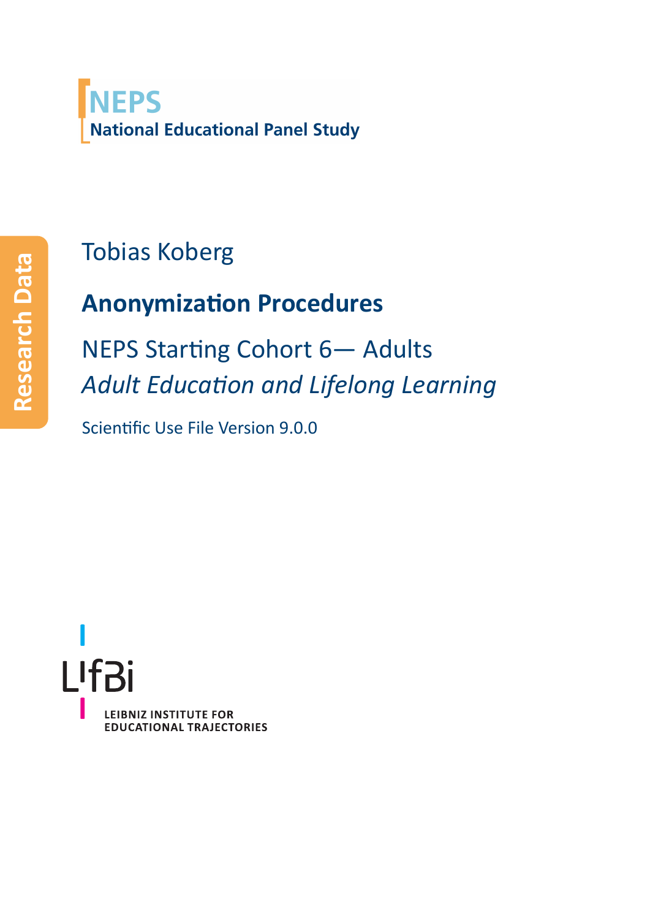NEPS

National Educational Panel Study

Research Data

Tobias Koberg

# Anonymization Procedures

NEPS Starting Cohort 6— Adults

*Adult Education and Lifelong Learning*

Scientific Use File Version 9.0.0

LIfBi

LEIBNIZ INSTITUTE FOR EDUCATIONAL TRAJECTORIES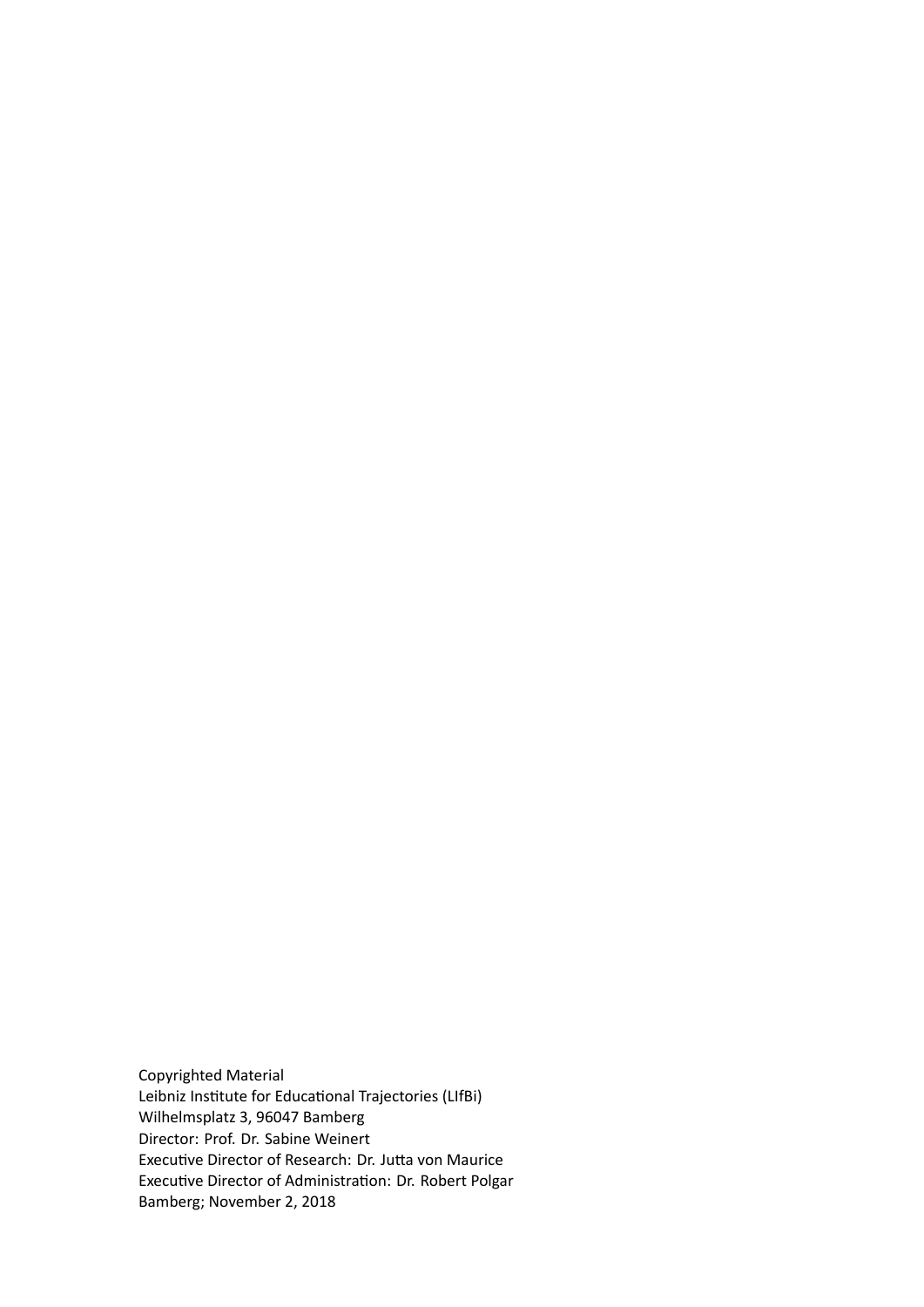Copyrighted Material
Leibniz Institute for Educational Trajectories (LIfBi)
Wilhelmsplatz 3, 96047 Bamberg
Director: Prof. Dr. Sabine Weinert
Executive Director of Research: Dr. Jutta von Maurice
Executive Director of Administration: Dr. Robert Polgar
Bamberg; November 2, 2018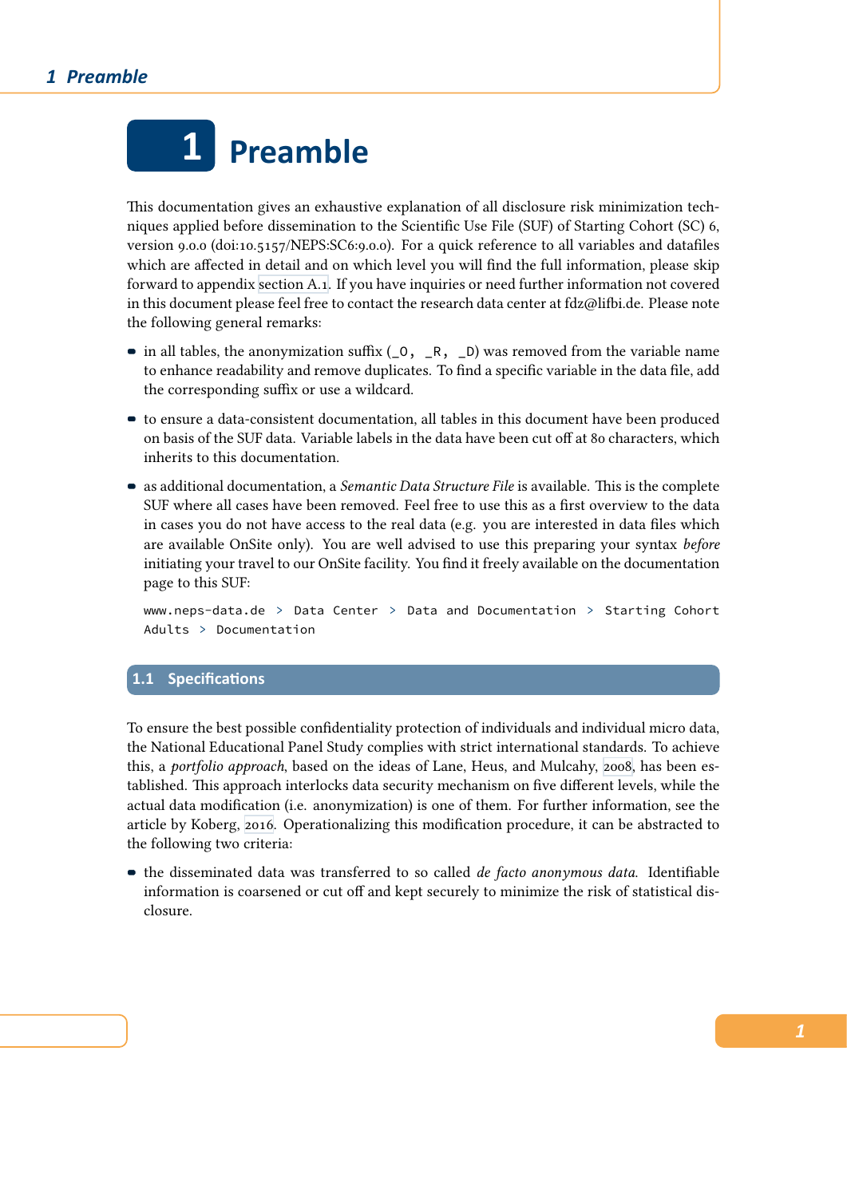# 1 Preamble

This documentation gives an exhaustive explanation of all disclosure risk minimization techniques applied before dissemination to the Scientific Use File (SUF) of Starting Cohort (SC) 6, version 9.0.0 (doi:10.5157/NEPS:SC6:9.0.0). For a quick reference to all variables and datafiles which are affected in detail and on which level you will find the full information, please skip forward to appendix section A.1. If you have inquiries or need further information not covered in this document please feel free to contact the research data center at fdz@lifbi.de. Please note the following general remarks:

- in all tables, the anonymization suffix (`_O`, `_R`, `_D`) was removed from the variable name to enhance readability and remove duplicates. To find a specific variable in the data file, add the corresponding suffix or use a wildcard.
- to ensure a data-consistent documentation, all tables in this document have been produced on basis of the SUF data. Variable labels in the data have been cut off at 80 characters, which inherits to this documentation.
- as additional documentation, a *Semantic Data Structure File* is available. This is the complete SUF where all cases have been removed. Feel free to use this as a first overview to the data in cases you do not have access to the real data (e.g. you are interested in data files which are available OnSite only). You are well advised to use this preparing your syntax *before* initiating your travel to our OnSite facility. You find it freely available on the documentation page to this SUF:

  `www.neps-data.de > Data Center > Data and Documentation > Starting Cohort Adults > Documentation`

## 1.1 Specifications

To ensure the best possible confidentiality protection of individuals and individual micro data, the National Educational Panel Study complies with strict international standards. To achieve this, a *portfolio approach*, based on the ideas of Lane, Heus, and Mulcahy, 2008, has been established. This approach interlocks data security mechanism on five different levels, while the actual data modification (i.e. anonymization) is one of them. For further information, see the article by Koberg, 2016. Operationalizing this modification procedure, it can be abstracted to the following two criteria:

- the disseminated data was transferred to so called *de facto anonymous data*. Identifiable information is coarsened or cut off and kept securely to minimize the risk of statistical disclosure.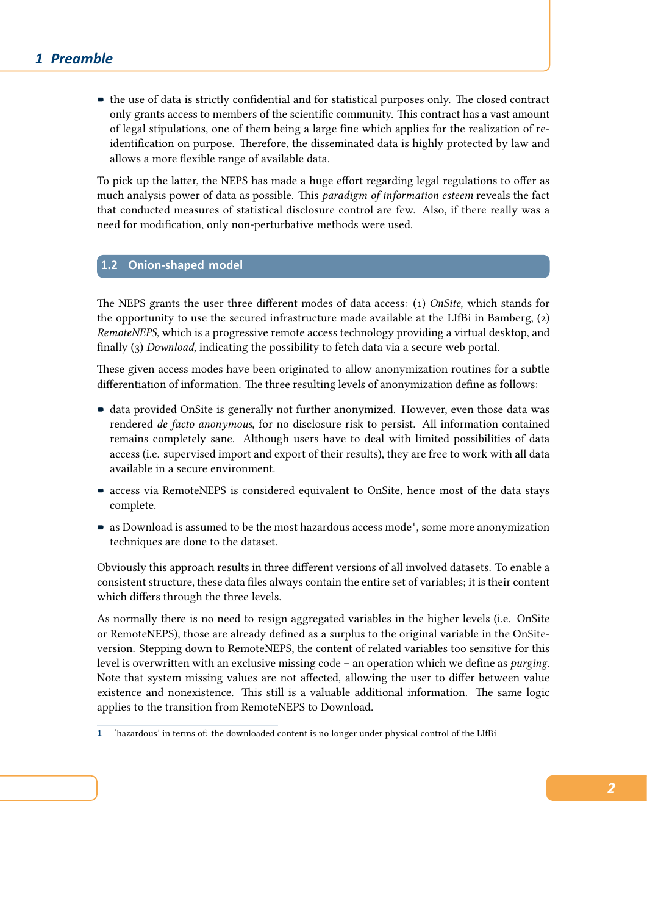- the use of data is strictly confidential and for statistical purposes only. The closed contract only grants access to members of the scientific community. This contract has a vast amount of legal stipulations, one of them being a large fine which applies for the realization of re-identification on purpose. Therefore, the disseminated data is highly protected by law and allows a more flexible range of available data.

To pick up the latter, the NEPS has made a huge effort regarding legal regulations to offer as much analysis power of data as possible. This *paradigm of information esteem* reveals the fact that conducted measures of statistical disclosure control are few. Also, if there really was a need for modification, only non-perturbative methods were used.

## 1.2 Onion-shaped model

The NEPS grants the user three different modes of data access: (1) *OnSite*, which stands for the opportunity to use the secured infrastructure made available at the LIfBi in Bamberg, (2) *RemoteNEPS*, which is a progressive remote access technology providing a virtual desktop, and finally (3) *Download*, indicating the possibility to fetch data via a secure web portal.

These given access modes have been originated to allow anonymization routines for a subtle differentiation of information. The three resulting levels of anonymization define as follows:

- data provided OnSite is generally not further anonymized. However, even those data was rendered *de facto anonymous*, for no disclosure risk to persist. All information contained remains completely sane. Although users have to deal with limited possibilities of data access (i.e. supervised import and export of their results), they are free to work with all data available in a secure environment.
- access via RemoteNEPS is considered equivalent to OnSite, hence most of the data stays complete.
- as Download is assumed to be the most hazardous access mode[1], some more anonymization techniques are done to the dataset.

Obviously this approach results in three different versions of all involved datasets. To enable a consistent structure, these data files always contain the entire set of variables; it is their content which differs through the three levels.

As normally there is no need to resign aggregated variables in the higher levels (i.e. OnSite or RemoteNEPS), those are already defined as a surplus to the original variable in the OnSite-version. Stepping down to RemoteNEPS, the content of related variables too sensitive for this level is overwritten with an exclusive missing code – an operation which we define as *purging*. Note that system missing values are not affected, allowing the user to differ between value existence and nonexistence. This still is a valuable additional information. The same logic applies to the transition from RemoteNEPS to Download.

[1] 'hazardous' in terms of: the downloaded content is no longer under physical control of the LIfBi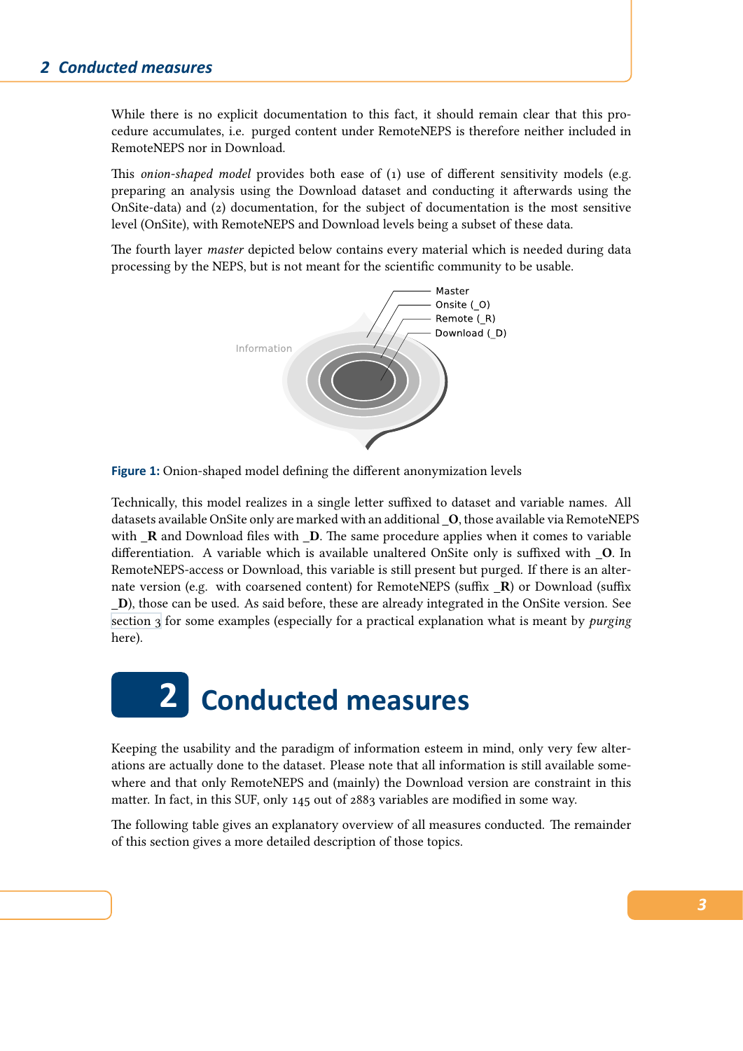While there is no explicit documentation to this fact, it should remain clear that this procedure accumulates, i.e. purged content under RemoteNEPS is therefore neither included in RemoteNEPS nor in Download.

This *onion-shaped model* provides both ease of (1) use of different sensitivity models (e.g. preparing an analysis using the Download dataset and conducting it afterwards using the OnSite-data) and (2) documentation, for the subject of documentation is the most sensitive level (OnSite), with RemoteNEPS and Download levels being a subset of these data.

The fourth layer *master* depicted below contains every material which is needed during data processing by the NEPS, but is not meant for the scientific community to be usable.

Master
Onsite (_O)
Remote (_R)
Download (_D)
Information

**Figure 1:** Onion-shaped model defining the different anonymization levels

Technically, this model realizes in a single letter suffixed to dataset and variable names. All datasets available OnSite only are marked with an additional **_O**, those available via RemoteNEPS with **_R** and Download files with **_D**. The same procedure applies when it comes to variable differentiation. A variable which is available unaltered OnSite only is suffixed with **_O**. In RemoteNEPS-access or Download, this variable is still present but purged. If there is an alternate version (e.g. with coarsened content) for RemoteNEPS (suffix **_R**) or Download (suffix **_D**), those can be used. As said before, these are already integrated in the OnSite version. See section 3 for some examples (especially for a practical explanation what is meant by *purging* here).

# 2 Conducted measures

Keeping the usability and the paradigm of information esteem in mind, only very few alterations are actually done to the dataset. Please note that all information is still available somewhere and that only RemoteNEPS and (mainly) the Download version are constraint in this matter. In fact, in this SUF, only 145 out of 2883 variables are modified in some way.

The following table gives an explanatory overview of all measures conducted. The remainder of this section gives a more detailed description of those topics.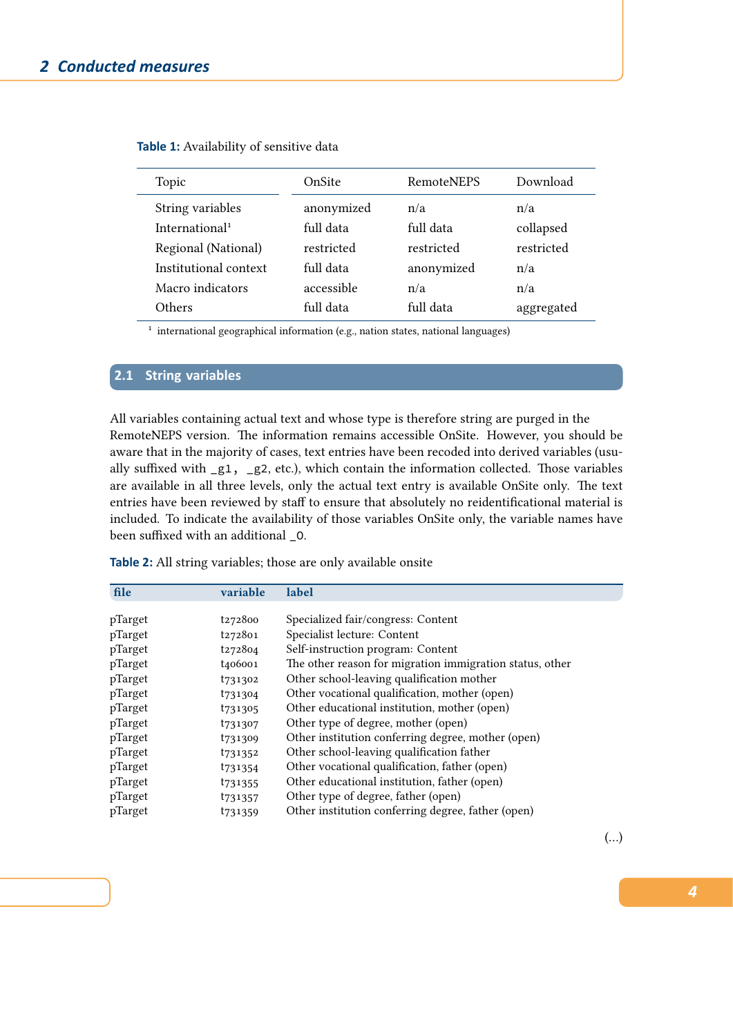**Table 1:** Availability of sensitive data

| Topic | OnSite | RemoteNEPS | Download |
|---|---|---|---|
| String variables | anonymized | n/a | n/a |
| International[1] | full data | full data | collapsed |
| Regional (National) | restricted | restricted | restricted |
| Institutional context | full data | anonymized | n/a |
| Macro indicators | accessible | n/a | n/a |
| Others | full data | full data | aggregated |

[1] international geographical information (e.g., nation states, national languages)

## 2.1 String variables

All variables containing actual text and whose type is therefore string are purged in the RemoteNEPS version. The information remains accessible OnSite. However, you should be aware that in the majority of cases, text entries have been recoded into derived variables (usually suffixed with `_g1, _g2`, etc.), which contain the information collected. Those variables are available in all three levels, only the actual text entry is available OnSite only. The text entries have been reviewed by staff to ensure that absolutely no reidentificational material is included. To indicate the availability of those variables OnSite only, the variable names have been suffixed with an additional `_O`.

**Table 2:** All string variables; those are only available onsite

| file | variable | label |
|---|---|---|
| pTarget | t272800 | Specialized fair/congress: Content |
| pTarget | t272801 | Specialist lecture: Content |
| pTarget | t272804 | Self-instruction program: Content |
| pTarget | t406001 | The other reason for migration immigration status, other |
| pTarget | t731302 | Other school-leaving qualification mother |
| pTarget | t731304 | Other vocational qualification, mother (open) |
| pTarget | t731305 | Other educational institution, mother (open) |
| pTarget | t731307 | Other type of degree, mother (open) |
| pTarget | t731309 | Other institution conferring degree, mother (open) |
| pTarget | t731352 | Other school-leaving qualification father |
| pTarget | t731354 | Other vocational qualification, father (open) |
| pTarget | t731355 | Other educational institution, father (open) |
| pTarget | t731357 | Other type of degree, father (open) |
| pTarget | t731359 | Other institution conferring degree, father (open) |

(...)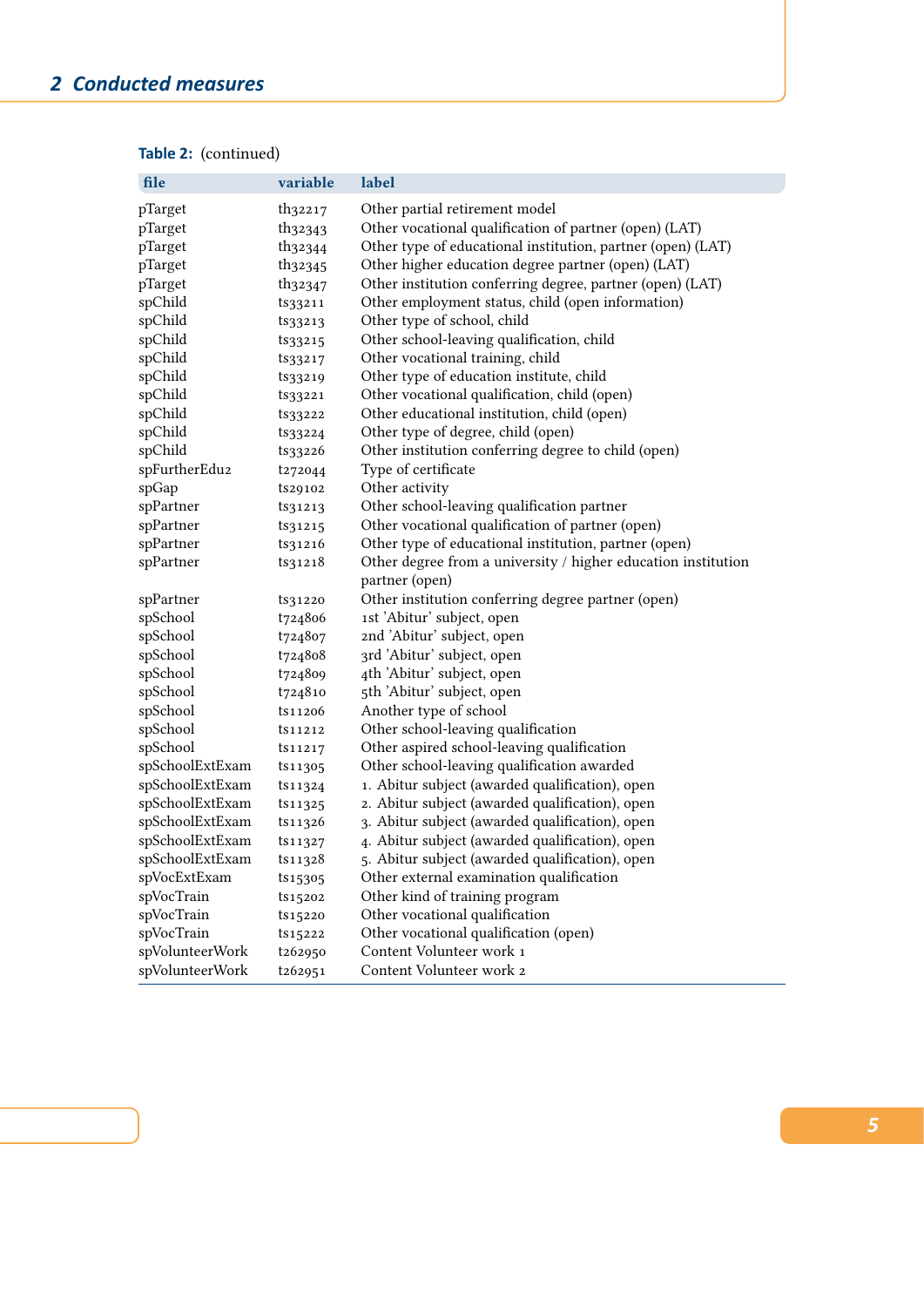**Table 2:** (continued)

| file | variable | label |
|---|---|---|
| pTarget | th32217 | Other partial retirement model |
| pTarget | th32343 | Other vocational qualification of partner (open) (LAT) |
| pTarget | th32344 | Other type of educational institution, partner (open) (LAT) |
| pTarget | th32345 | Other higher education degree partner (open) (LAT) |
| pTarget | th32347 | Other institution conferring degree, partner (open) (LAT) |
| spChild | ts33211 | Other employment status, child (open information) |
| spChild | ts33213 | Other type of school, child |
| spChild | ts33215 | Other school-leaving qualification, child |
| spChild | ts33217 | Other vocational training, child |
| spChild | ts33219 | Other type of education institute, child |
| spChild | ts33221 | Other vocational qualification, child (open) |
| spChild | ts33222 | Other educational institution, child (open) |
| spChild | ts33224 | Other type of degree, child (open) |
| spChild | ts33226 | Other institution conferring degree to child (open) |
| spFurtherEdu2 | t272044 | Type of certificate |
| spGap | ts29102 | Other activity |
| spPartner | ts31213 | Other school-leaving qualification partner |
| spPartner | ts31215 | Other vocational qualification of partner (open) |
| spPartner | ts31216 | Other type of educational institution, partner (open) |
| spPartner | ts31218 | Other degree from a university / higher education institution partner (open) |
| spPartner | ts31220 | Other institution conferring degree partner (open) |
| spSchool | t724806 | 1st 'Abitur' subject, open |
| spSchool | t724807 | 2nd 'Abitur' subject, open |
| spSchool | t724808 | 3rd 'Abitur' subject, open |
| spSchool | t724809 | 4th 'Abitur' subject, open |
| spSchool | t724810 | 5th 'Abitur' subject, open |
| spSchool | ts11206 | Another type of school |
| spSchool | ts11212 | Other school-leaving qualification |
| spSchool | ts11217 | Other aspired school-leaving qualification |
| spSchoolExtExam | ts11305 | Other school-leaving qualification awarded |
| spSchoolExtExam | ts11324 | 1. Abitur subject (awarded qualification), open |
| spSchoolExtExam | ts11325 | 2. Abitur subject (awarded qualification), open |
| spSchoolExtExam | ts11326 | 3. Abitur subject (awarded qualification), open |
| spSchoolExtExam | ts11327 | 4. Abitur subject (awarded qualification), open |
| spSchoolExtExam | ts11328 | 5. Abitur subject (awarded qualification), open |
| spVocExtExam | ts15305 | Other external examination qualification |
| spVocTrain | ts15202 | Other kind of training program |
| spVocTrain | ts15220 | Other vocational qualification |
| spVocTrain | ts15222 | Other vocational qualification (open) |
| spVolunteerWork | t262950 | Content Volunteer work 1 |
| spVolunteerWork | t262951 | Content Volunteer work 2 |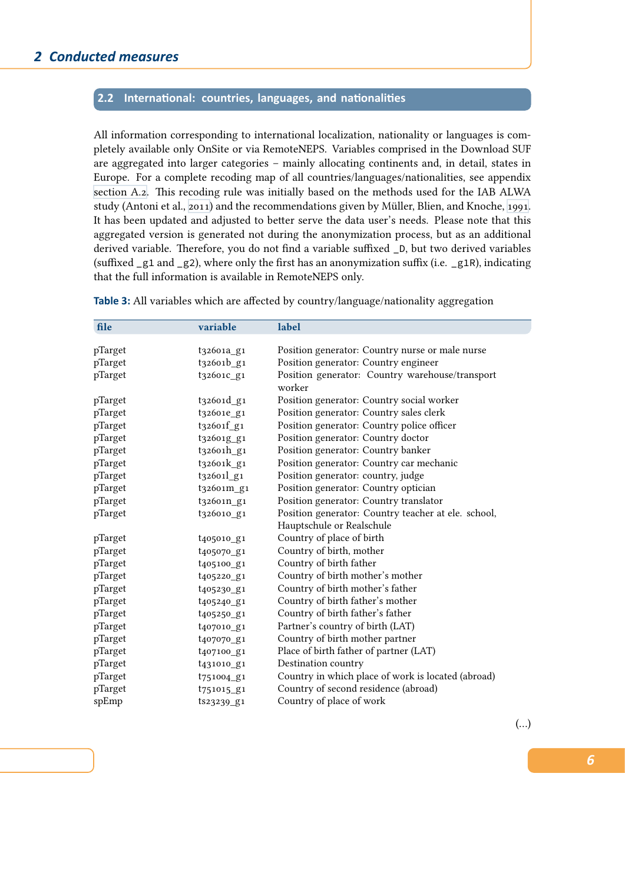## 2.2 International: countries, languages, and nationalities

All information corresponding to international localization, nationality or languages is completely available only OnSite or via RemoteNEPS. Variables comprised in the Download SUF are aggregated into larger categories – mainly allocating continents and, in detail, states in Europe. For a complete recoding map of all countries/languages/nationalities, see appendix section A.2. This recoding rule was initially based on the methods used for the IAB ALWA study (Antoni et al., 2011) and the recommendations given by Müller, Blien, and Knoche, 1991. It has been updated and adjusted to better serve the data user's needs. Please note that this aggregated version is generated not during the anonymization process, but as an additional derived variable. Therefore, you do not find a variable suffixed _D, but two derived variables (suffixed _g1 and _g2), where only the first has an anonymization suffix (i.e. _g1R), indicating that the full information is available in RemoteNEPS only.

**Table 3:** All variables which are affected by country/language/nationality aggregation

| file | variable | label |
|---|---|---|
| pTarget | t32601a_g1 | Position generator: Country nurse or male nurse |
| pTarget | t32601b_g1 | Position generator: Country engineer |
| pTarget | t32601c_g1 | Position generator: Country warehouse/transport worker |
| pTarget | t32601d_g1 | Position generator: Country social worker |
| pTarget | t32601e_g1 | Position generator: Country sales clerk |
| pTarget | t32601f_g1 | Position generator: Country police officer |
| pTarget | t32601g_g1 | Position generator: Country doctor |
| pTarget | t32601h_g1 | Position generator: Country banker |
| pTarget | t32601k_g1 | Position generator: Country car mechanic |
| pTarget | t32601l_g1 | Position generator: country, judge |
| pTarget | t32601m_g1 | Position generator: Country optician |
| pTarget | t32601n_g1 | Position generator: Country translator |
| pTarget | t32601o_g1 | Position generator: Country teacher at ele. school, Hauptschule or Realschule |
| pTarget | t405010_g1 | Country of place of birth |
| pTarget | t405070_g1 | Country of birth, mother |
| pTarget | t405100_g1 | Country of birth father |
| pTarget | t405220_g1 | Country of birth mother's mother |
| pTarget | t405230_g1 | Country of birth mother's father |
| pTarget | t405240_g1 | Country of birth father's mother |
| pTarget | t405250_g1 | Country of birth father's father |
| pTarget | t407010_g1 | Partner's country of birth (LAT) |
| pTarget | t407070_g1 | Country of birth mother partner |
| pTarget | t407100_g1 | Place of birth father of partner (LAT) |
| pTarget | t431010_g1 | Destination country |
| pTarget | t751004_g1 | Country in which place of work is located (abroad) |
| pTarget | t751015_g1 | Country of second residence (abroad) |
| spEmp | ts23239_g1 | Country of place of work |

(...)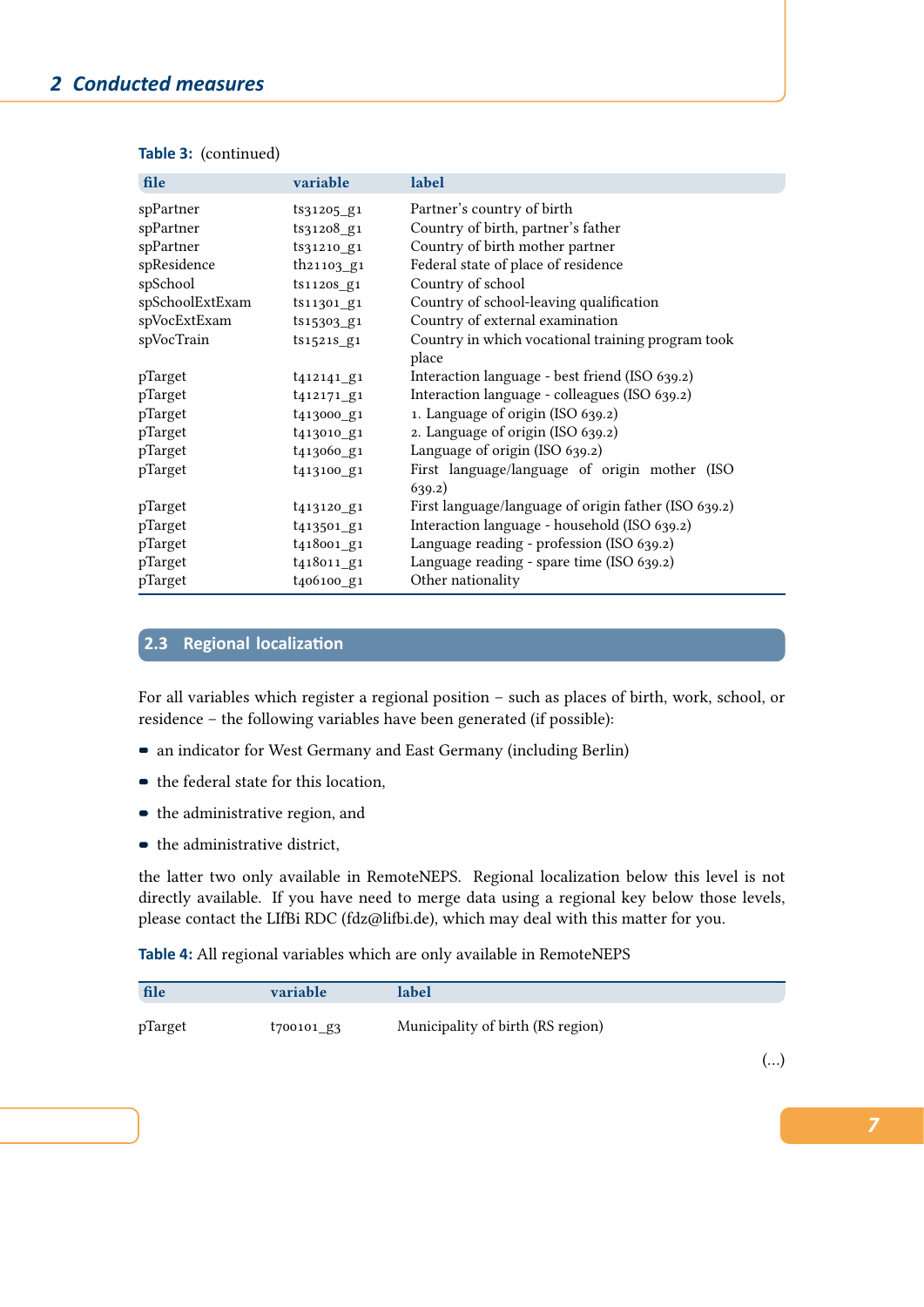**Table 3:** (continued)

| file | variable | label |
|---|---|---|
| spPartner | ts31205_g1 | Partner's country of birth |
| spPartner | ts31208_g1 | Country of birth, partner's father |
| spPartner | ts31210_g1 | Country of birth mother partner |
| spResidence | th21103_g1 | Federal state of place of residence |
| spSchool | ts11205_g1 | Country of school |
| spSchoolExtExam | ts11301_g1 | Country of school-leaving qualification |
| spVocExtExam | ts15303_g1 | Country of external examination |
| spVocTrain | ts15215_g1 | Country in which vocational training program took place |
| pTarget | t412141_g1 | Interaction language - best friend (ISO 639.2) |
| pTarget | t412171_g1 | Interaction language - colleagues (ISO 639.2) |
| pTarget | t413000_g1 | 1. Language of origin (ISO 639.2) |
| pTarget | t413010_g1 | 2. Language of origin (ISO 639.2) |
| pTarget | t413060_g1 | Language of origin (ISO 639.2) |
| pTarget | t413100_g1 | First language/language of origin mother (ISO 639.2) |
| pTarget | t413120_g1 | First language/language of origin father (ISO 639.2) |
| pTarget | t413501_g1 | Interaction language - household (ISO 639.2) |
| pTarget | t418001_g1 | Language reading - profession (ISO 639.2) |
| pTarget | t418011_g1 | Language reading - spare time (ISO 639.2) |
| pTarget | t406100_g1 | Other nationality |

## 2.3 Regional localization

For all variables which register a regional position – such as places of birth, work, school, or residence – the following variables have been generated (if possible):

- an indicator for West Germany and East Germany (including Berlin)
- the federal state for this location,
- the administrative region, and
- the administrative district,

the latter two only available in RemoteNEPS. Regional localization below this level is not directly available. If you have need to merge data using a regional key below those levels, please contact the LIfBi RDC (fdz@lifbi.de), which may deal with this matter for you.

**Table 4:** All regional variables which are only available in RemoteNEPS

| file | variable | label |
|---|---|---|
| pTarget | t700101_g3 | Municipality of birth (RS region) |

(...)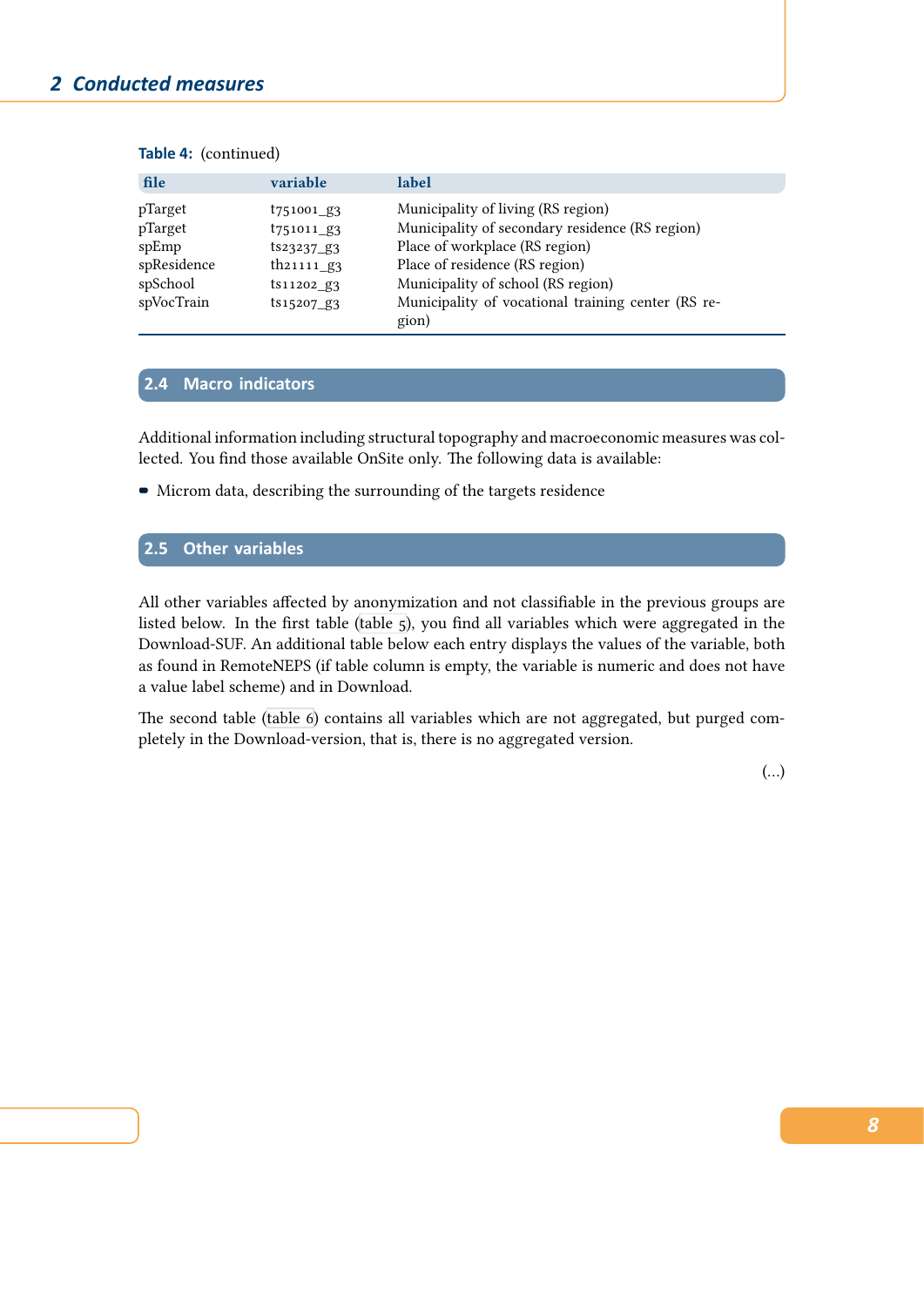**Table 4:** (continued)

| file | variable | label |
|---|---|---|
| pTarget | t751001_g3 | Municipality of living (RS region) |
| pTarget | t751011_g3 | Municipality of secondary residence (RS region) |
| spEmp | ts23237_g3 | Place of workplace (RS region) |
| spResidence | th21111_g3 | Place of residence (RS region) |
| spSchool | ts11202_g3 | Municipality of school (RS region) |
| spVocTrain | ts15207_g3 | Municipality of vocational training center (RS region) |

## 2.4 Macro indicators

Additional information including structural topography and macroeconomic measures was collected. You find those available OnSite only. The following data is available:

- Microm data, describing the surrounding of the targets residence

## 2.5 Other variables

All other variables affected by anonymization and not classifiable in the previous groups are listed below. In the first table (table 5), you find all variables which were aggregated in the Download-SUF. An additional table below each entry displays the values of the variable, both as found in RemoteNEPS (if table column is empty, the variable is numeric and does not have a value label scheme) and in Download.

The second table (table 6) contains all variables which are not aggregated, but purged completely in the Download-version, that is, there is no aggregated version.

(...)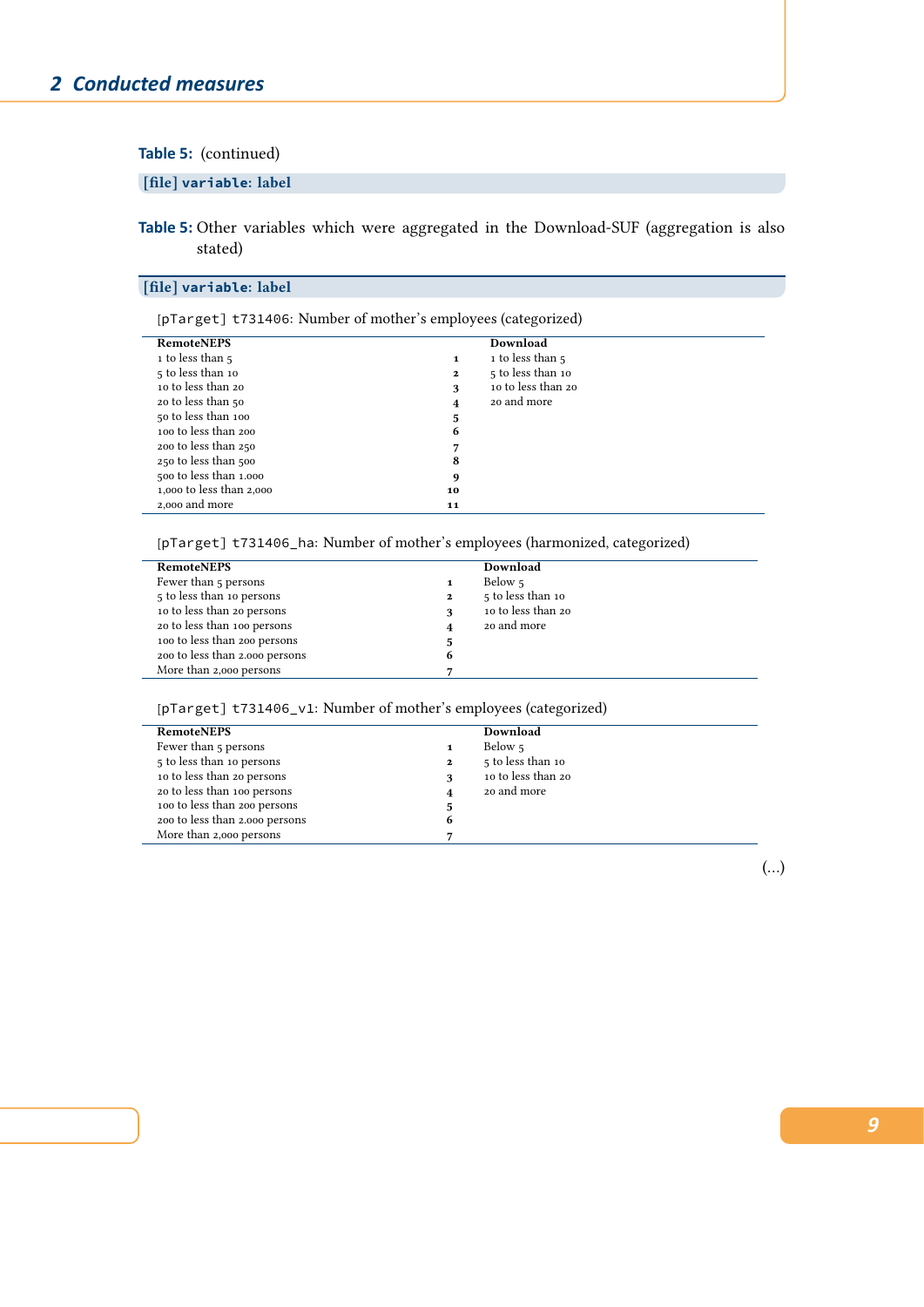**Table 5:** (continued)

**[file] variable: label**

**Table 5:** Other variables which were aggregated in the Download-SUF (aggregation is also stated)

**[file] variable: label**

[pTarget] t731406: Number of mother's employees (categorized)

| RemoteNEPS | | Download |
|---|---|---|
| 1 to less than 5 | 1 | 1 to less than 5 |
| 5 to less than 10 | 2 | 5 to less than 10 |
| 10 to less than 20 | 3 | 10 to less than 20 |
| 20 to less than 50 | 4 | 20 and more |
| 50 to less than 100 | 5 | |
| 100 to less than 200 | 6 | |
| 200 to less than 250 | 7 | |
| 250 to less than 500 | 8 | |
| 500 to less than 1.000 | 9 | |
| 1,000 to less than 2,000 | 10 | |
| 2,000 and more | 11 | |

[pTarget] t731406_ha: Number of mother's employees (harmonized, categorized)

| RemoteNEPS | | Download |
|---|---|---|
| Fewer than 5 persons | 1 | Below 5 |
| 5 to less than 10 persons | 2 | 5 to less than 10 |
| 10 to less than 20 persons | 3 | 10 to less than 20 |
| 20 to less than 100 persons | 4 | 20 and more |
| 100 to less than 200 persons | 5 | |
| 200 to less than 2.000 persons | 6 | |
| More than 2,000 persons | 7 | |

[pTarget] t731406_v1: Number of mother's employees (categorized)

| RemoteNEPS | | Download |
|---|---|---|
| Fewer than 5 persons | 1 | Below 5 |
| 5 to less than 10 persons | 2 | 5 to less than 10 |
| 10 to less than 20 persons | 3 | 10 to less than 20 |
| 20 to less than 100 persons | 4 | 20 and more |
| 100 to less than 200 persons | 5 | |
| 200 to less than 2.000 persons | 6 | |
| More than 2,000 persons | 7 | |

(...)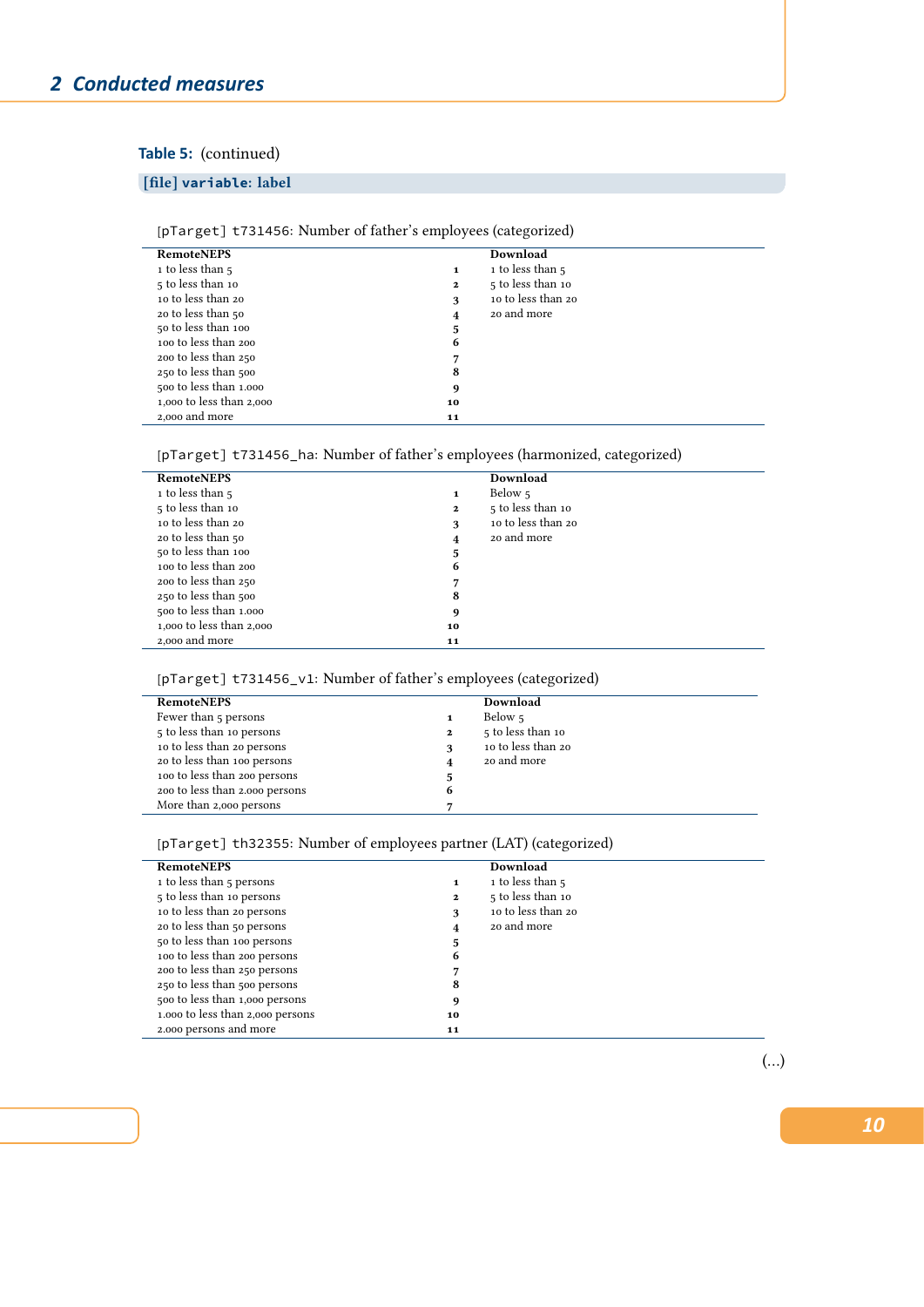**Table 5:** (continued)

**[file] `variable`: label**

[pTarget] t731456: Number of father's employees (categorized)

| RemoteNEPS | | Download |
|---|---|---|
| 1 to less than 5 | **1** | 1 to less than 5 |
| 5 to less than 10 | **2** | 5 to less than 10 |
| 10 to less than 20 | **3** | 10 to less than 20 |
| 20 to less than 50 | **4** | 20 and more |
| 50 to less than 100 | **5** | |
| 100 to less than 200 | **6** | |
| 200 to less than 250 | **7** | |
| 250 to less than 500 | **8** | |
| 500 to less than 1.000 | **9** | |
| 1,000 to less than 2,000 | **10** | |
| 2,000 and more | **11** | |

[pTarget] t731456_ha: Number of father's employees (harmonized, categorized)

| RemoteNEPS | | Download |
|---|---|---|
| 1 to less than 5 | **1** | Below 5 |
| 5 to less than 10 | **2** | 5 to less than 10 |
| 10 to less than 20 | **3** | 10 to less than 20 |
| 20 to less than 50 | **4** | 20 and more |
| 50 to less than 100 | **5** | |
| 100 to less than 200 | **6** | |
| 200 to less than 250 | **7** | |
| 250 to less than 500 | **8** | |
| 500 to less than 1.000 | **9** | |
| 1,000 to less than 2,000 | **10** | |
| 2,000 and more | **11** | |

[pTarget] t731456_v1: Number of father's employees (categorized)

| RemoteNEPS | | Download |
|---|---|---|
| Fewer than 5 persons | **1** | Below 5 |
| 5 to less than 10 persons | **2** | 5 to less than 10 |
| 10 to less than 20 persons | **3** | 10 to less than 20 |
| 20 to less than 100 persons | **4** | 20 and more |
| 100 to less than 200 persons | **5** | |
| 200 to less than 2.000 persons | **6** | |
| More than 2,000 persons | **7** | |

[pTarget] th32355: Number of employees partner (LAT) (categorized)

| RemoteNEPS | | Download |
|---|---|---|
| 1 to less than 5 persons | **1** | 1 to less than 5 |
| 5 to less than 10 persons | **2** | 5 to less than 10 |
| 10 to less than 20 persons | **3** | 10 to less than 20 |
| 20 to less than 50 persons | **4** | 20 and more |
| 50 to less than 100 persons | **5** | |
| 100 to less than 200 persons | **6** | |
| 200 to less than 250 persons | **7** | |
| 250 to less than 500 persons | **8** | |
| 500 to less than 1,000 persons | **9** | |
| 1.000 to less than 2,000 persons | **10** | |
| 2.000 persons and more | **11** | |

(...)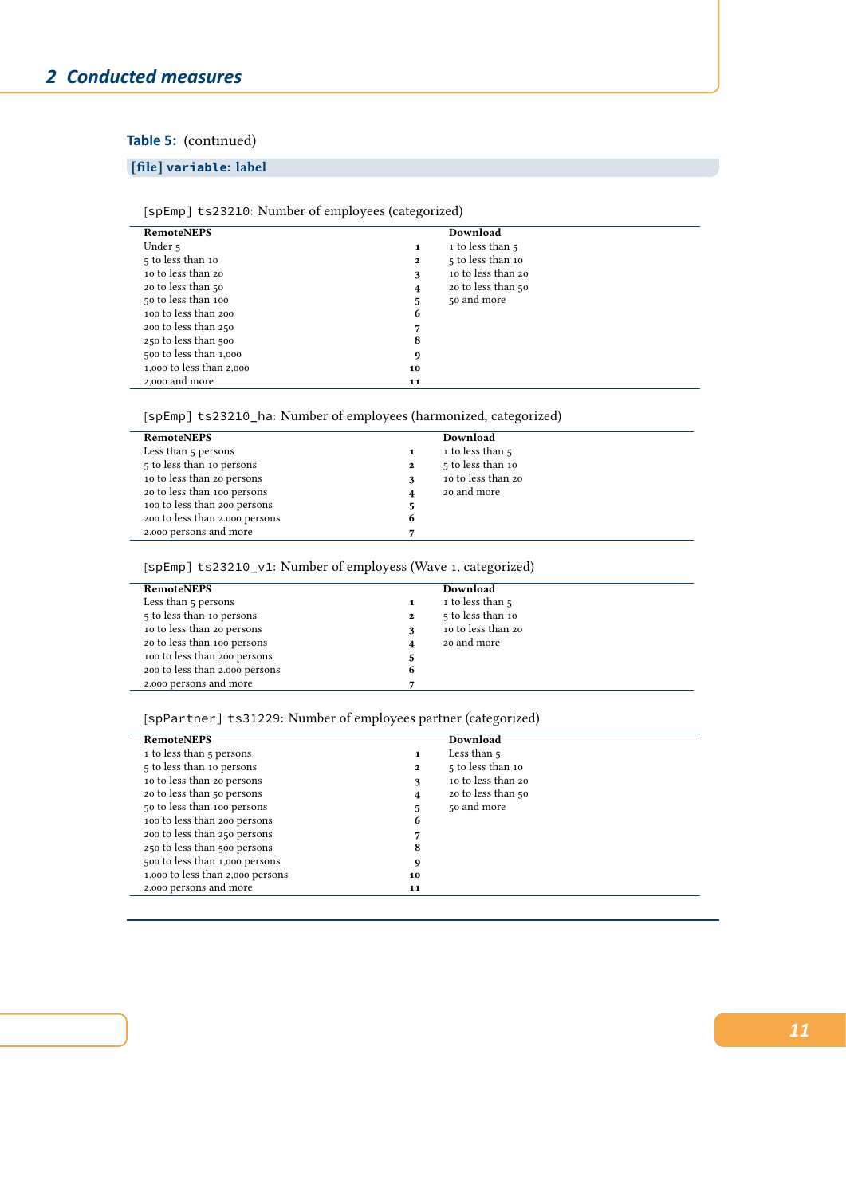## 2 Conducted measures

**Table 5:** (continued)

**[file] `variable`: label**

[spEmp] `ts23210`: Number of employees (categorized)

| RemoteNEPS | | Download |
|---|---|---|
| Under 5 | **1** | 1 to less than 5 |
| 5 to less than 10 | **2** | 5 to less than 10 |
| 10 to less than 20 | **3** | 10 to less than 20 |
| 20 to less than 50 | **4** | 20 to less than 50 |
| 50 to less than 100 | **5** | 50 and more |
| 100 to less than 200 | **6** | |
| 200 to less than 250 | **7** | |
| 250 to less than 500 | **8** | |
| 500 to less than 1,000 | **9** | |
| 1,000 to less than 2,000 | **10** | |
| 2,000 and more | **11** | |

[spEmp] `ts23210_ha`: Number of employees (harmonized, categorized)

| RemoteNEPS | | Download |
|---|---|---|
| Less than 5 persons | **1** | 1 to less than 5 |
| 5 to less than 10 persons | **2** | 5 to less than 10 |
| 10 to less than 20 persons | **3** | 10 to less than 20 |
| 20 to less than 100 persons | **4** | 20 and more |
| 100 to less than 200 persons | **5** | |
| 200 to less than 2.000 persons | **6** | |
| 2.000 persons and more | **7** | |

[spEmp] `ts23210_v1`: Number of employess (Wave 1, categorized)

| RemoteNEPS | | Download |
|---|---|---|
| Less than 5 persons | **1** | 1 to less than 5 |
| 5 to less than 10 persons | **2** | 5 to less than 10 |
| 10 to less than 20 persons | **3** | 10 to less than 20 |
| 20 to less than 100 persons | **4** | 20 and more |
| 100 to less than 200 persons | **5** | |
| 200 to less than 2.000 persons | **6** | |
| 2.000 persons and more | **7** | |

[spPartner] `ts31229`: Number of employees partner (categorized)

| RemoteNEPS | | Download |
|---|---|---|
| 1 to less than 5 persons | **1** | Less than 5 |
| 5 to less than 10 persons | **2** | 5 to less than 10 |
| 10 to less than 20 persons | **3** | 10 to less than 20 |
| 20 to less than 50 persons | **4** | 20 to less than 50 |
| 50 to less than 100 persons | **5** | 50 and more |
| 100 to less than 200 persons | **6** | |
| 200 to less than 250 persons | **7** | |
| 250 to less than 500 persons | **8** | |
| 500 to less than 1,000 persons | **9** | |
| 1.000 to less than 2,000 persons | **10** | |
| 2.000 persons and more | **11** | |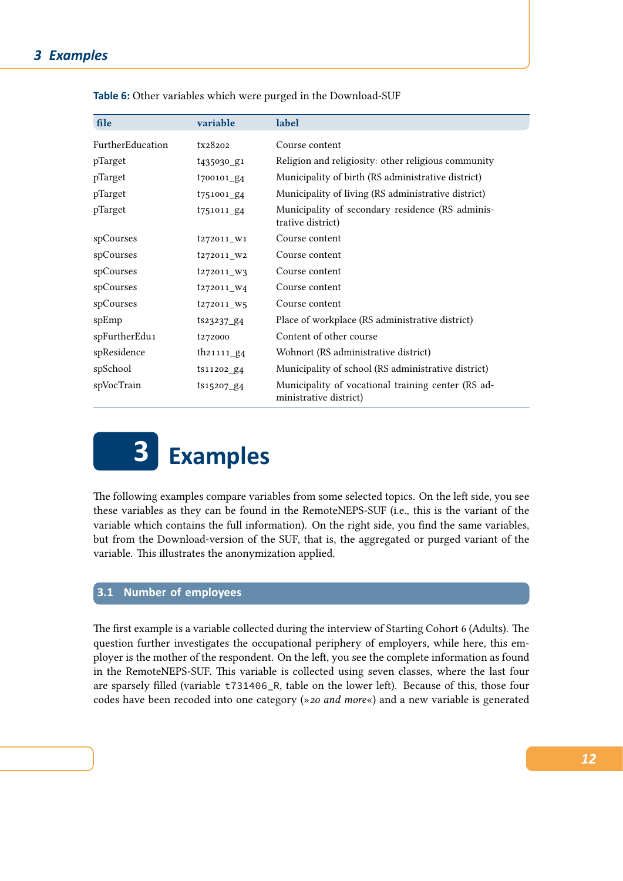**Table 6:** Other variables which were purged in the Download-SUF

| file | variable | label |
|---|---|---|
| FurtherEducation | tx28202 | Course content |
| pTarget | t435030_g1 | Religion and religiosity: other religious community |
| pTarget | t700101_g4 | Municipality of birth (RS administrative district) |
| pTarget | t751001_g4 | Municipality of living (RS administrative district) |
| pTarget | t751011_g4 | Municipality of secondary residence (RS administrative district) |
| spCourses | t272011_w1 | Course content |
| spCourses | t272011_w2 | Course content |
| spCourses | t272011_w3 | Course content |
| spCourses | t272011_w4 | Course content |
| spCourses | t272011_w5 | Course content |
| spEmp | ts23237_g4 | Place of workplace (RS administrative district) |
| spFurtherEdu1 | t272000 | Content of other course |
| spResidence | th21111_g4 | Wohnort (RS administrative district) |
| spSchool | ts11202_g4 | Municipality of school (RS administrative district) |
| spVocTrain | ts15207_g4 | Municipality of vocational training center (RS administrative district) |

# 3 Examples

The following examples compare variables from some selected topics. On the left side, you see these variables as they can be found in the RemoteNEPS-SUF (i.e., this is the variant of the variable which contains the full information). On the right side, you find the same variables, but from the Download-version of the SUF, that is, the aggregated or purged variant of the variable. This illustrates the anonymization applied.

## 3.1 Number of employees

The first example is a variable collected during the interview of Starting Cohort 6 (Adults). The question further investigates the occupational periphery of employers, while here, this employer is the mother of the respondent. On the left, you see the complete information as found in the RemoteNEPS-SUF. This variable is collected using seven classes, where the last four are sparsely filled (variable `t731406_R`, table on the lower left). Because of this, those four codes have been recoded into one category (»*20 and more*«) and a new variable is generated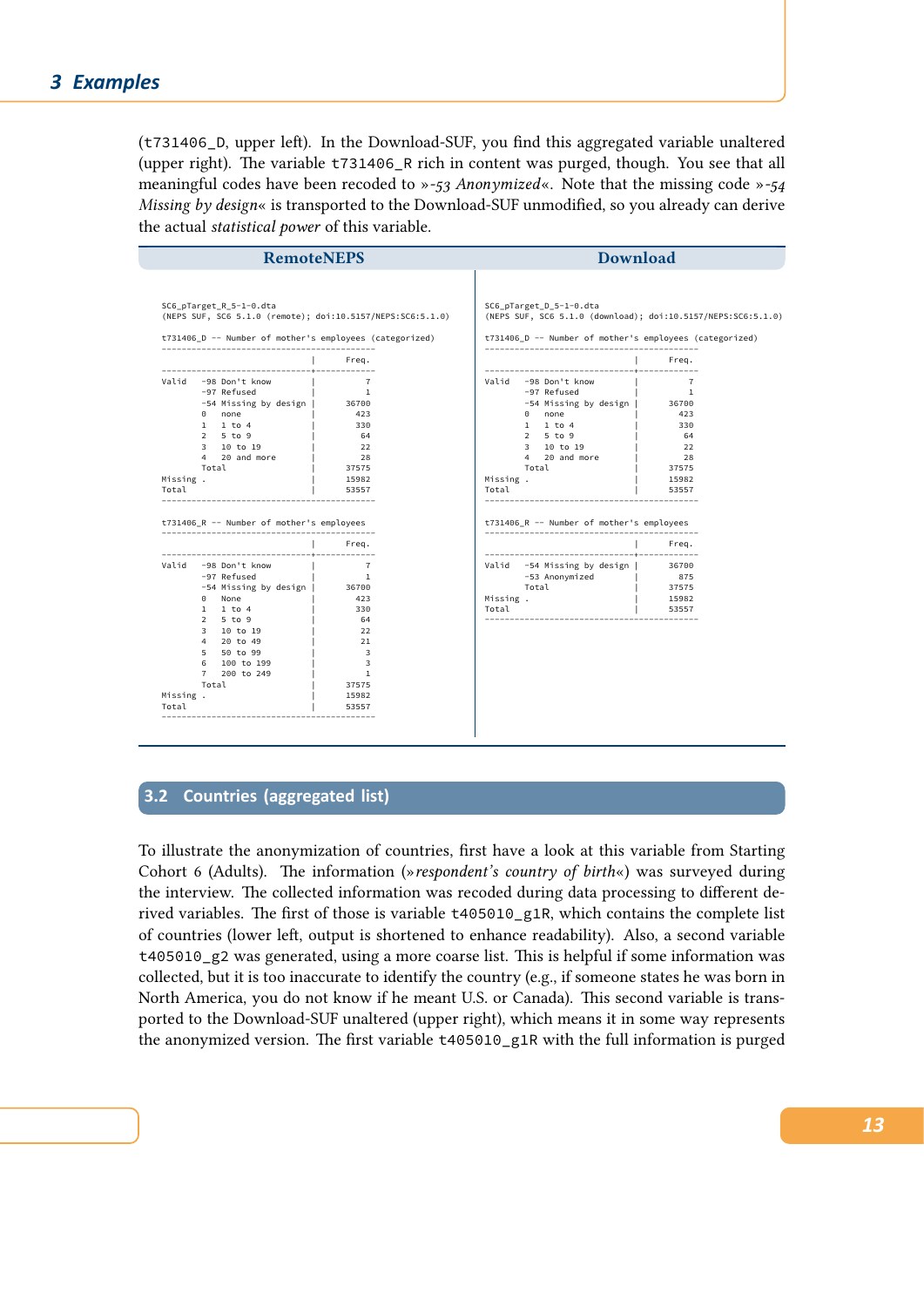(t731406_D, upper left). In the Download-SUF, you find this aggregated variable unaltered (upper right). The variable t731406_R rich in content was purged, though. You see that all meaningful codes have been recoded to »*-53 Anonymized*«. Note that the missing code »*-54 Missing by design*« is transported to the Download-SUF unmodified, so you already can derive the actual *statistical power* of this variable.

| RemoteNEPS | Download |
|---|---|

**RemoteNEPS**

```
SC6_pTarget_R_5-1-0.dta
(NEPS SUF, SC6 5.1.0 (remote); doi:10.5157/NEPS:SC6:5.1.0)

t731406_D -- Number of mother's employees (categorized)
---------------------------------------------------
                                    |      Freq.
------------------------------------+--------------
Valid   -98 Don't know              |          7
        -97 Refused                 |          1
        -54 Missing by design       |      36700
        0   none                    |        423
        1   1 to 4                  |        330
        2   5 to 9                  |         64
        3   10 to 19                |         22
        4   20 and more             |         28
        Total                       |      37575
Missing .                           |      15982
Total                               |      53557
---------------------------------------------------

t731406_R -- Number of mother's employees
---------------------------------------------------
                                    |      Freq.
------------------------------------+--------------
Valid   -98 Don't know              |          7
        -97 Refused                 |          1
        -54 Missing by design       |      36700
        0   None                    |        423
        1   1 to 4                  |        330
        2   5 to 9                  |         64
        3   10 to 19                |         22
        4   20 to 49                |         21
        5   50 to 99                |          3
        6   100 to 199              |          3
        7   200 to 249              |          1
        Total                       |      37575
Missing .                           |      15982
Total                               |      53557
---------------------------------------------------
```

**Download**

```
SC6_pTarget_D_5-1-0.dta
(NEPS SUF, SC6 5.1.0 (download); doi:10.5157/NEPS:SC6:5.1.0)

t731406_D -- Number of mother's employees (categorized)
---------------------------------------------------
                                    |      Freq.
------------------------------------+--------------
Valid   -98 Don't know              |          7
        -97 Refused                 |          1
        -54 Missing by design       |      36700
        0   none                    |        423
        1   1 to 4                  |        330
        2   5 to 9                  |         64
        3   10 to 19                |         22
        4   20 and more             |         28
        Total                       |      37575
Missing .                           |      15982
Total                               |      53557
---------------------------------------------------

t731406_R -- Number of mother's employees
---------------------------------------------------
                                    |      Freq.
------------------------------------+--------------
Valid   -54 Missing by design       |      36700
        -53 Anonymized              |        875
        Total                       |      37575
Missing .                           |      15982
Total                               |      53557
---------------------------------------------------
```

## 3.2 Countries (aggregated list)

To illustrate the anonymization of countries, first have a look at this variable from Starting Cohort 6 (Adults). The information (»*respondent's country of birth*«) was surveyed during the interview. The collected information was recoded during data processing to different derived variables. The first of those is variable t405010_g1R, which contains the complete list of countries (lower left, output is shortened to enhance readability). Also, a second variable t405010_g2 was generated, using a more coarse list. This is helpful if some information was collected, but it is too inaccurate to identify the country (e.g., if someone states he was born in North America, you do not know if he meant U.S. or Canada). This second variable is transported to the Download-SUF unaltered (upper right), which means it in some way represents the anonymized version. The first variable t405010_g1R with the full information is purged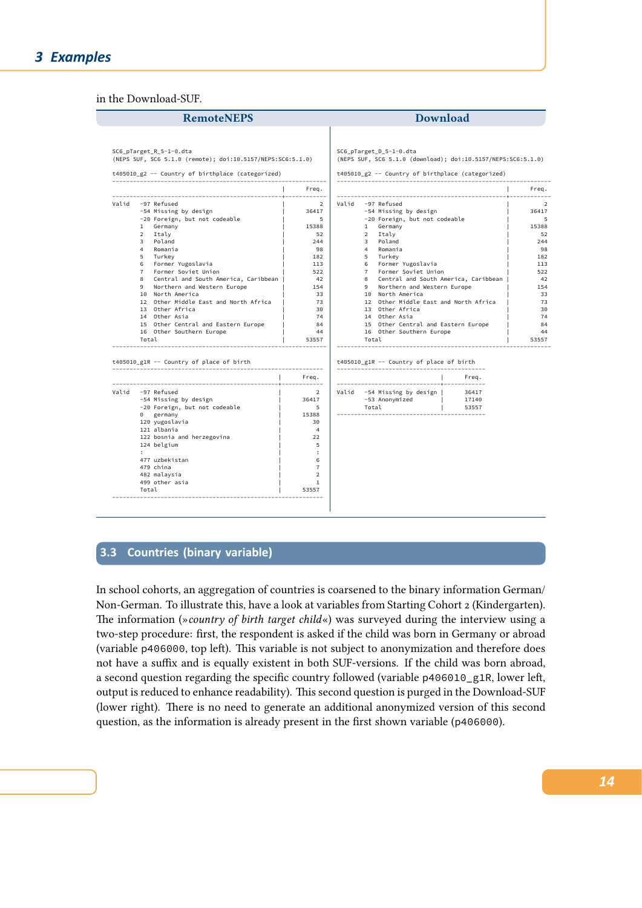in the Download-SUF.

| RemoteNEPS | Download |
|---|---|
| <pre>SC6_pTarget_R_5-1-0.dta<br>(NEPS SUF, SC6 5.1.0 (remote); doi:10.5157/NEPS:SC6:5.1.0)<br><br>t405010_g2 -- Country of birthplace (categorized)<br>-------------------------------------------------------------<br>                                                |     Freq.<br>-------------------------------------------------------------<br>Valid  -97 Refused                                |         2<br>       -54 Missing by design                      |     36417<br>       -20 Foreign, but not codeable              |         5<br>       1   Germany                                |     15388<br>       2   Italy                                  |        52<br>       3   Poland                                 |       244<br>       4   Romania                                |        98<br>       5   Turkey                                 |       182<br>       6   Former Yugoslavia                      |       113<br>       7   Former Soviet Union                    |       522<br>       8   Central and South America, Caribbean   |        42<br>       9   Northern and Western Europe            |       154<br>       10  North America                          |        33<br>       12  Other Middle East and North Africa     |        73<br>       13  Other Africa                           |        30<br>       14  Other Asia                             |        74<br>       15  Other Central and Eastern Europe       |        84<br>       16  Other Southern Europe                  |        44<br>       Total                                      |     53557<br><br>t405010_g1R -- Country of place of birth<br>------------------------------------------------------------<br>                                               |     Freq.<br>------------------------------------------------------------<br>Valid  -97 Refused                               |         2<br>       -54 Missing by design                     |     36417<br>       -20 Foreign, but not codeable             |         5<br>       0   germany                               |     15388<br>       120 yugoslavia                            |        30<br>       121 albania                               |         4<br>       122 bosnia and herzegovina                |        22<br>       124 belgium                               |         5<br>       :                                         |         :<br>       477 uzbekistan                            |         6<br>       479 china                                 |         7<br>       482 malaysia                              |         2<br>       499 other asia                            |         1<br>       Total                                     |     53557<br>------------------------------------------------------------</pre> | <pre>SC6_pTarget_D_5-1-0.dta<br>(NEPS SUF, SC6 5.1.0 (download); doi:10.5157/NEPS:SC6:5.1.0)<br><br>t405010_g2 -- Country of birthplace (categorized)<br>-------------------------------------------------------------<br>                                                |     Freq.<br>-------------------------------------------------------------<br>Valid  -97 Refused                                |         2<br>       -54 Missing by design                      |     36417<br>       -20 Foreign, but not codeable              |         5<br>       1   Germany                                |     15388<br>       2   Italy                                  |        52<br>       3   Poland                                 |       244<br>       4   Romania                                |        98<br>       5   Turkey                                 |       182<br>       6   Former Yugoslavia                      |       113<br>       7   Former Soviet Union                    |       522<br>       8   Central and South America, Caribbean   |        42<br>       9   Northern and Western Europe            |       154<br>       10  North America                          |        33<br>       12  Other Middle East and North Africa     |        73<br>       13  Other Africa                           |        30<br>       14  Other Asia                             |        74<br>       15  Other Central and Eastern Europe       |        84<br>       16  Other Southern Europe                  |        44<br>       Total                                      |     53557<br><br>t405010_g1R -- Country of place of birth<br>-------------------------------------------<br>                             |     Freq.<br>-------------------------------------------<br>Valid  -54 Missing by design |     36417<br>       -53 Anonymized        |     17140<br>       Total                 |     53557<br>-------------------------------------------</pre> |

## 3.3 Countries (binary variable)

In school cohorts, an aggregation of countries is coarsened to the binary information German/Non-German. To illustrate this, have a look at variables from Starting Cohort 2 (Kindergarten). The information (»*country of birth target child*«) was surveyed during the interview using a two-step procedure: first, the respondent is asked if the child was born in Germany or abroad (variable p406000, top left). This variable is not subject to anonymization and therefore does not have a suffix and is equally existent in both SUF-versions. If the child was born abroad, a second question regarding the specific country followed (variable p406010_g1R, lower left, output is reduced to enhance readability). This second question is purged in the Download-SUF (lower right). There is no need to generate an additional anonymized version of this second question, as the information is already present in the first shown variable (p406000).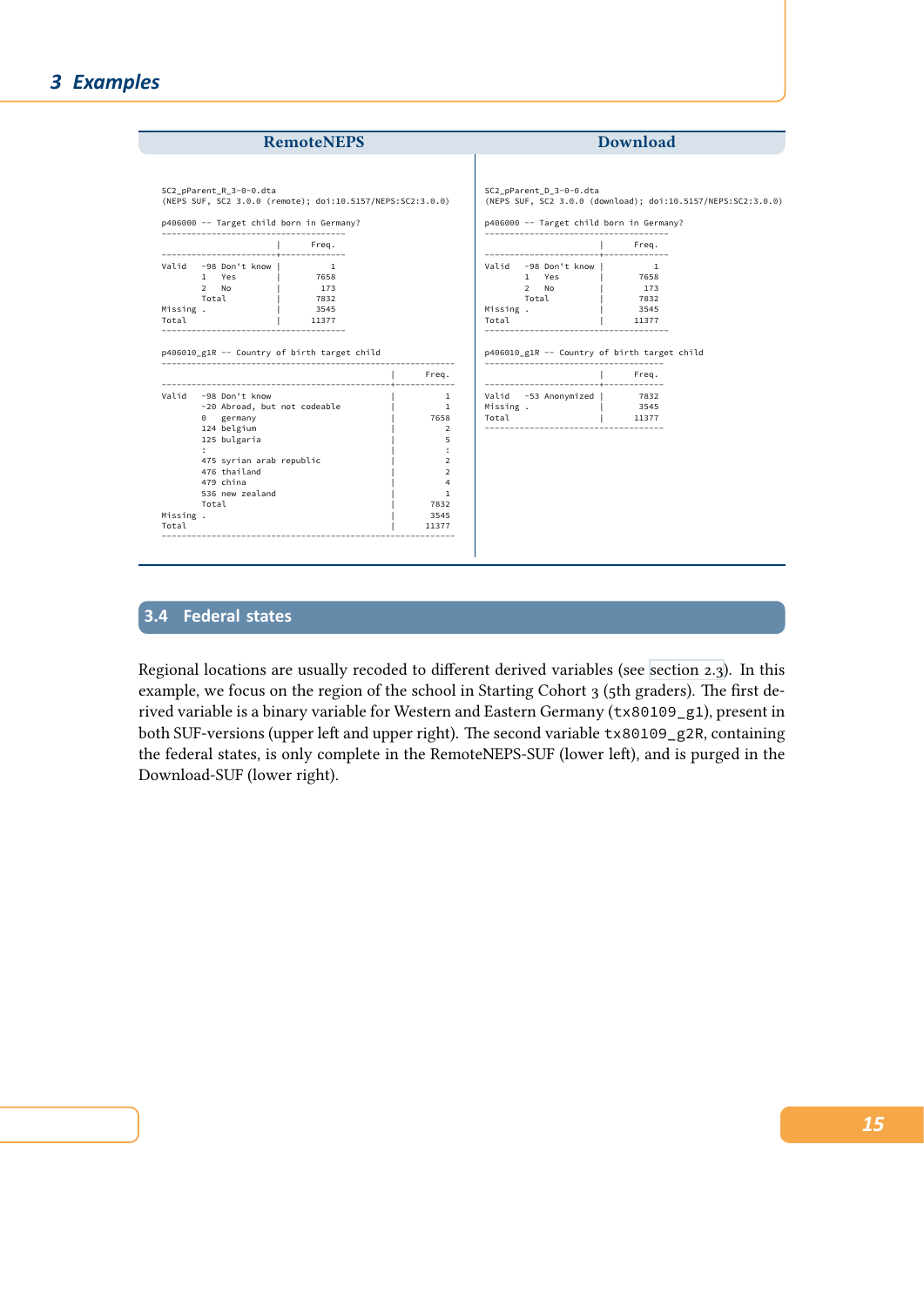| RemoteNEPS | Download |
|---|---|
| (see below) | (see below) |

**RemoteNEPS**

```
SC2_pParent_R_3-0-0.dta
(NEPS SUF, SC2 3.0.0 (remote); doi:10.5157/NEPS:SC2:3.0.0)

p406000 -- Target child born in Germany?
-------------------------------------
                      |       Freq.
----------------------+--------------
Valid   -98 Don't know |            1
        1   Yes        |         7658
        2   No         |          173
        Total          |         7832
Missing .              |         3545
Total                  |        11377
-------------------------------------

p406010_g1R -- Country of birth target child
------------------------------------------------------------
                                             |        Freq.
---------------------------------------------+--------------
Valid   -98 Don't know                       |            1
        -20 Abroad, but not codeable         |            1
        0   germany                          |         7658
        124 belgium                          |            2
        125 bulgaria                         |            5
        :                                    |            :
        475 syrian arab republic             |            2
        476 thailand                         |            2
        479 china                            |            4
        536 new zealand                      |            1
        Total                                |         7832
Missing .                                    |         3545
Total                                        |        11377
------------------------------------------------------------
```

**Download**

```
SC2_pParent_D_3-0-0.dta
(NEPS SUF, SC2 3.0.0 (download); doi:10.5157/NEPS:SC2:3.0.0)

p406000 -- Target child born in Germany?
-------------------------------------
                      |       Freq.
----------------------+--------------
Valid   -98 Don't know |            1
        1   Yes        |         7658
        2   No         |          173
        Total          |         7832
Missing .              |         3545
Total                  |        11377
-------------------------------------

p406010_g1R -- Country of birth target child
------------------------------------
                      |      Freq.
----------------------+-------------
Valid   -53 Anonymized |        7832
Missing .              |        3545
Total                  |       11377
------------------------------------
```

## 3.4 Federal states

Regional locations are usually recoded to different derived variables (see section 2.3). In this example, we focus on the region of the school in Starting Cohort 3 (5th graders). The first derived variable is a binary variable for Western and Eastern Germany (tx80109_g1), present in both SUF-versions (upper left and upper right). The second variable tx80109_g2R, containing the federal states, is only complete in the RemoteNEPS-SUF (lower left), and is purged in the Download-SUF (lower right).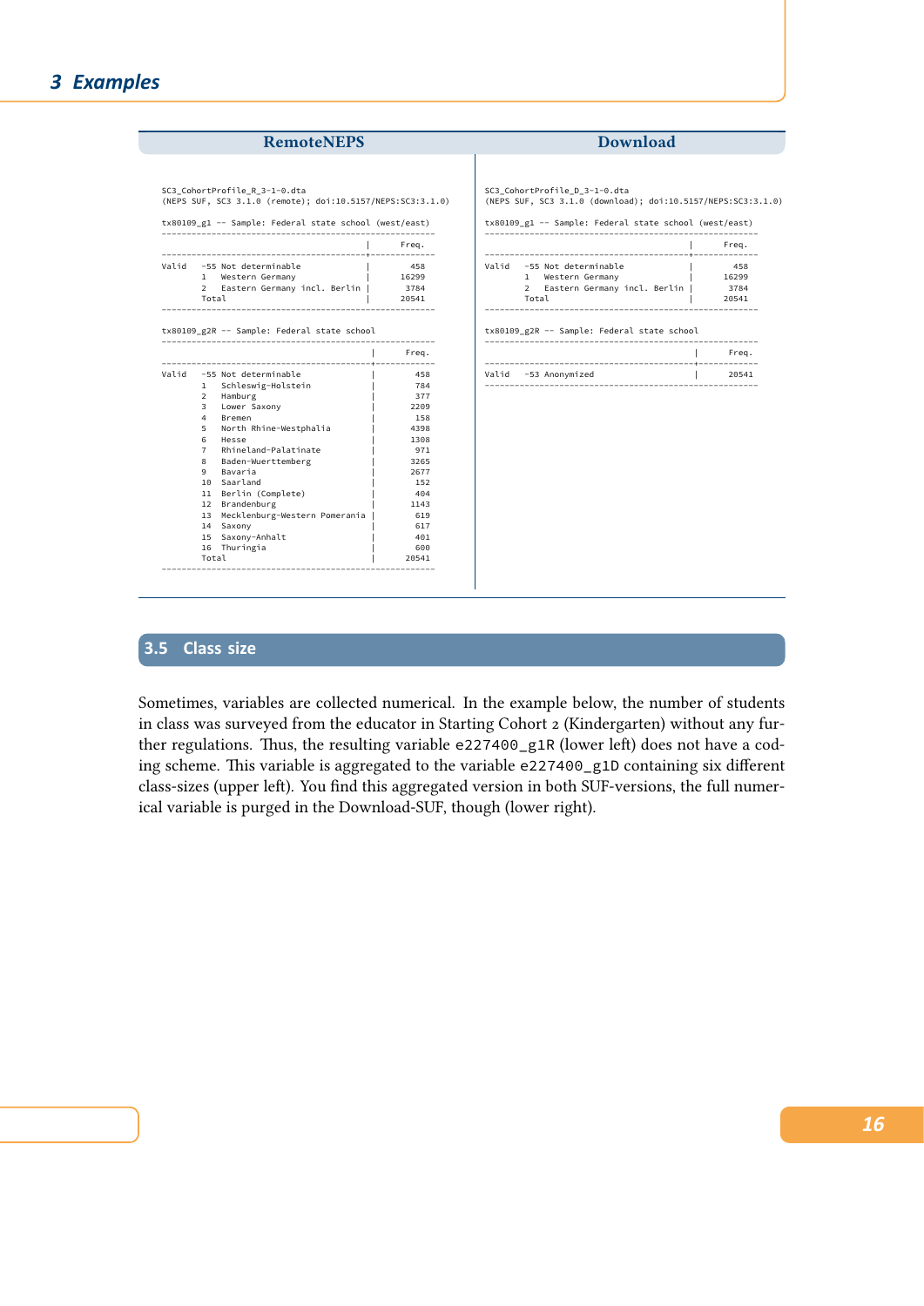| RemoteNEPS | Download |
|---|---|
| See below | See below |

**RemoteNEPS**

```
SC3_CohortProfile_R_3-1-0.dta
(NEPS SUF, SC3 3.1.0 (remote); doi:10.5157/NEPS:SC3:3.1.0)

tx80109_g1 -- Sample: Federal state school (west/east)
---------------------------------------------------------
                                          |      Freq.
------------------------------------------+--------------
Valid   -55 Not determinable              |        458
        1   Western Germany               |      16299
        2   Eastern Germany incl. Berlin  |       3784
        Total                             |      20541
---------------------------------------------------------

tx80109_g2R -- Sample: Federal state school
---------------------------------------------------------
                                           |      Freq.
-------------------------------------------+-------------
Valid   -55 Not determinable               |        458
        1   Schleswig-Holstein             |        784
        2   Hamburg                        |        377
        3   Lower Saxony                   |       2209
        4   Bremen                         |        158
        5   North Rhine-Westphalia         |       4398
        6   Hesse                          |       1308
        7   Rhineland-Palatinate           |        971
        8   Baden-Wuerttemberg             |       3265
        9   Bavaria                        |       2677
        10  Saarland                       |        152
        11  Berlin (Complete)              |        404
        12  Brandenburg                    |       1143
        13  Mecklenburg-Western Pomerania  |        619
        14  Saxony                         |        617
        15  Saxony-Anhalt                  |        401
        16  Thuringia                      |        600
        Total                              |      20541
---------------------------------------------------------
```

**Download**

```
SC3_CohortProfile_D_3-1-0.dta
(NEPS SUF, SC3 3.1.0 (download); doi:10.5157/NEPS:SC3:3.1.0)

tx80109_g1 -- Sample: Federal state school (west/east)
---------------------------------------------------------
                                          |      Freq.
------------------------------------------+--------------
Valid   -55 Not determinable              |        458
        1   Western Germany               |      16299
        2   Eastern Germany incl. Berlin  |       3784
        Total                             |      20541
---------------------------------------------------------

tx80109_g2R -- Sample: Federal state school
---------------------------------------------------------
                                           |      Freq.
-------------------------------------------+-------------
Valid   -53 Anonymized                     |      20541
---------------------------------------------------------
```

## 3.5 Class size

Sometimes, variables are collected numerical. In the example below, the number of students in class was surveyed from the educator in Starting Cohort 2 (Kindergarten) without any further regulations. Thus, the resulting variable e227400_g1R (lower left) does not have a coding scheme. This variable is aggregated to the variable e227400_g1D containing six different class-sizes (upper left). You find this aggregated version in both SUF-versions, the full numerical variable is purged in the Download-SUF, though (lower right).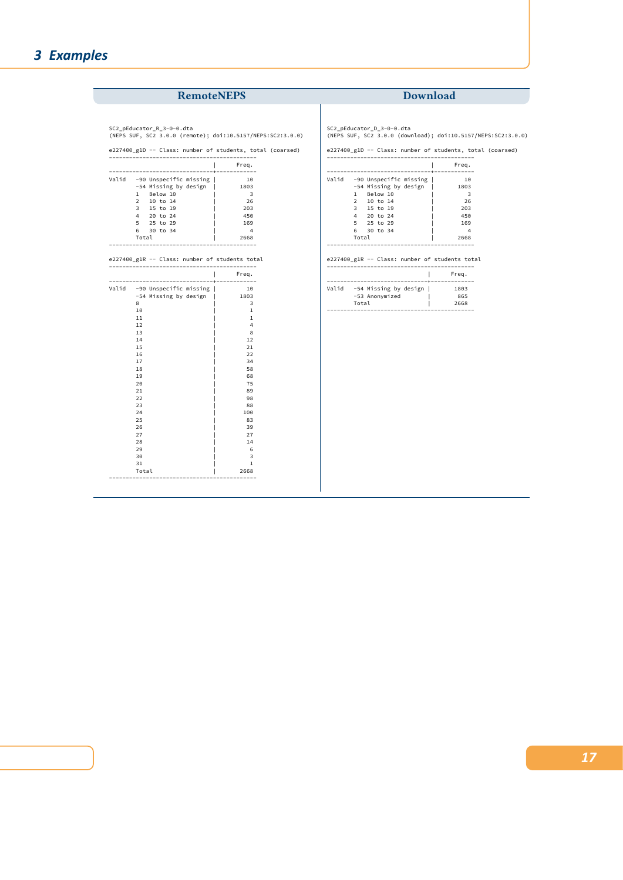# 3 Examples

| RemoteNEPS | Download |
|---|---|

**RemoteNEPS**

```
SC2_pEducator_R_3-0-0.dta
(NEPS SUF, SC2 3.0.0 (remote); doi:10.5157/NEPS:SC2:3.0.0)

e227400_g1D -- Class: number of students, total (coarsed)
-------------------------------------------
                                |    Freq.
--------------------------------+----------
Valid   -90 Unspecific missing  |       10
        -54 Missing by design   |     1803
        1   Below 10            |        3
        2   10 to 14            |       26
        3   15 to 19            |      203
        4   20 to 24            |      450
        5   25 to 29            |      169
        6   30 to 34            |        4
        Total                   |     2668
-------------------------------------------

e227400_g1R -- Class: number of students total
-------------------------------------------
                                |    Freq.
--------------------------------+----------
Valid   -90 Unspecific missing  |       10
        -54 Missing by design   |     1803
        8                       |        3
        10                      |        1
        11                      |        1
        12                      |        4
        13                      |        8
        14                      |       12
        15                      |       21
        16                      |       22
        17                      |       34
        18                      |       58
        19                      |       68
        20                      |       75
        21                      |       89
        22                      |       98
        23                      |       88
        24                      |      100
        25                      |       83
        26                      |       39
        27                      |       27
        28                      |       14
        29                      |        6
        30                      |        3
        31                      |        1
        Total                   |     2668
-------------------------------------------
```

**Download**

```
SC2_pEducator_D_3-0-0.dta
(NEPS SUF, SC2 3.0.0 (download); doi:10.5157/NEPS:SC2:3.0.0)

e227400_g1D -- Class: number of students, total (coarsed)
-------------------------------------------
                                |    Freq.
--------------------------------+----------
Valid   -90 Unspecific missing  |       10
        -54 Missing by design   |     1803
        1   Below 10            |        3
        2   10 to 14            |       26
        3   15 to 19            |      203
        4   20 to 24            |      450
        5   25 to 29            |      169
        6   30 to 34            |        4
        Total                   |     2668
-------------------------------------------

e227400_g1R -- Class: number of students total
-------------------------------------------
                                |    Freq.
--------------------------------+----------
Valid   -54 Missing by design   |     1803
        -53 Anonymized          |      865
        Total                   |     2668
-------------------------------------------
```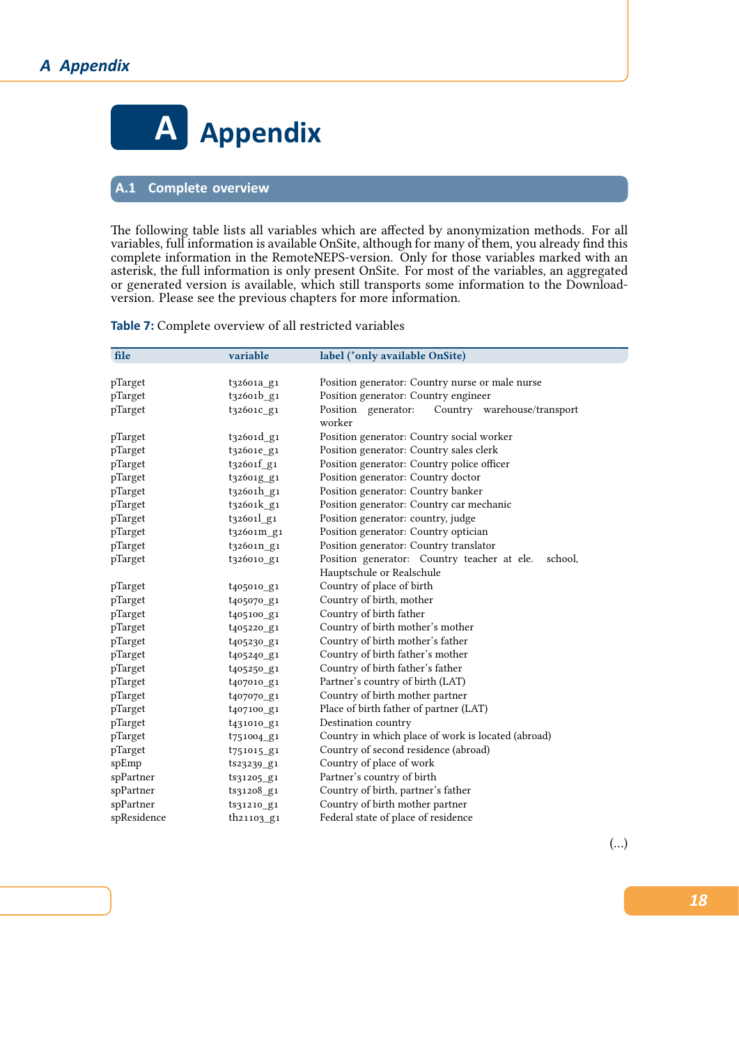# A Appendix

## A.1 Complete overview

The following table lists all variables which are affected by anonymization methods. For all variables, full information is available OnSite, although for many of them, you already find this complete information in the RemoteNEPS-version. Only for those variables marked with an asterisk, the full information is only present OnSite. For most of the variables, an aggregated or generated version is available, which still transports some information to the Download-version. Please see the previous chapters for more information.

**Table 7:** Complete overview of all restricted variables

| file | variable | label (*only available OnSite) |
|---|---|---|
| pTarget | t32601a_g1 | Position generator: Country nurse or male nurse |
| pTarget | t32601b_g1 | Position generator: Country engineer |
| pTarget | t32601c_g1 | Position generator: Country warehouse/transport worker |
| pTarget | t32601d_g1 | Position generator: Country social worker |
| pTarget | t32601e_g1 | Position generator: Country sales clerk |
| pTarget | t32601f_g1 | Position generator: Country police officer |
| pTarget | t32601g_g1 | Position generator: Country doctor |
| pTarget | t32601h_g1 | Position generator: Country banker |
| pTarget | t32601k_g1 | Position generator: Country car mechanic |
| pTarget | t32601l_g1 | Position generator: country, judge |
| pTarget | t32601m_g1 | Position generator: Country optician |
| pTarget | t32601n_g1 | Position generator: Country translator |
| pTarget | t32601o_g1 | Position generator: Country teacher at ele. school, Hauptschule or Realschule |
| pTarget | t405010_g1 | Country of place of birth |
| pTarget | t405070_g1 | Country of birth, mother |
| pTarget | t405100_g1 | Country of birth father |
| pTarget | t405220_g1 | Country of birth mother's mother |
| pTarget | t405230_g1 | Country of birth mother's father |
| pTarget | t405240_g1 | Country of birth father's mother |
| pTarget | t405250_g1 | Country of birth father's father |
| pTarget | t407010_g1 | Partner's country of birth (LAT) |
| pTarget | t407070_g1 | Country of birth mother partner |
| pTarget | t407100_g1 | Place of birth father of partner (LAT) |
| pTarget | t431010_g1 | Destination country |
| pTarget | t751004_g1 | Country in which place of work is located (abroad) |
| pTarget | t751015_g1 | Country of second residence (abroad) |
| spEmp | ts23239_g1 | Country of place of work |
| spPartner | ts31205_g1 | Partner's country of birth |
| spPartner | ts31208_g1 | Country of birth, partner's father |
| spPartner | ts31210_g1 | Country of birth mother partner |
| spResidence | th21103_g1 | Federal state of place of residence |

(...)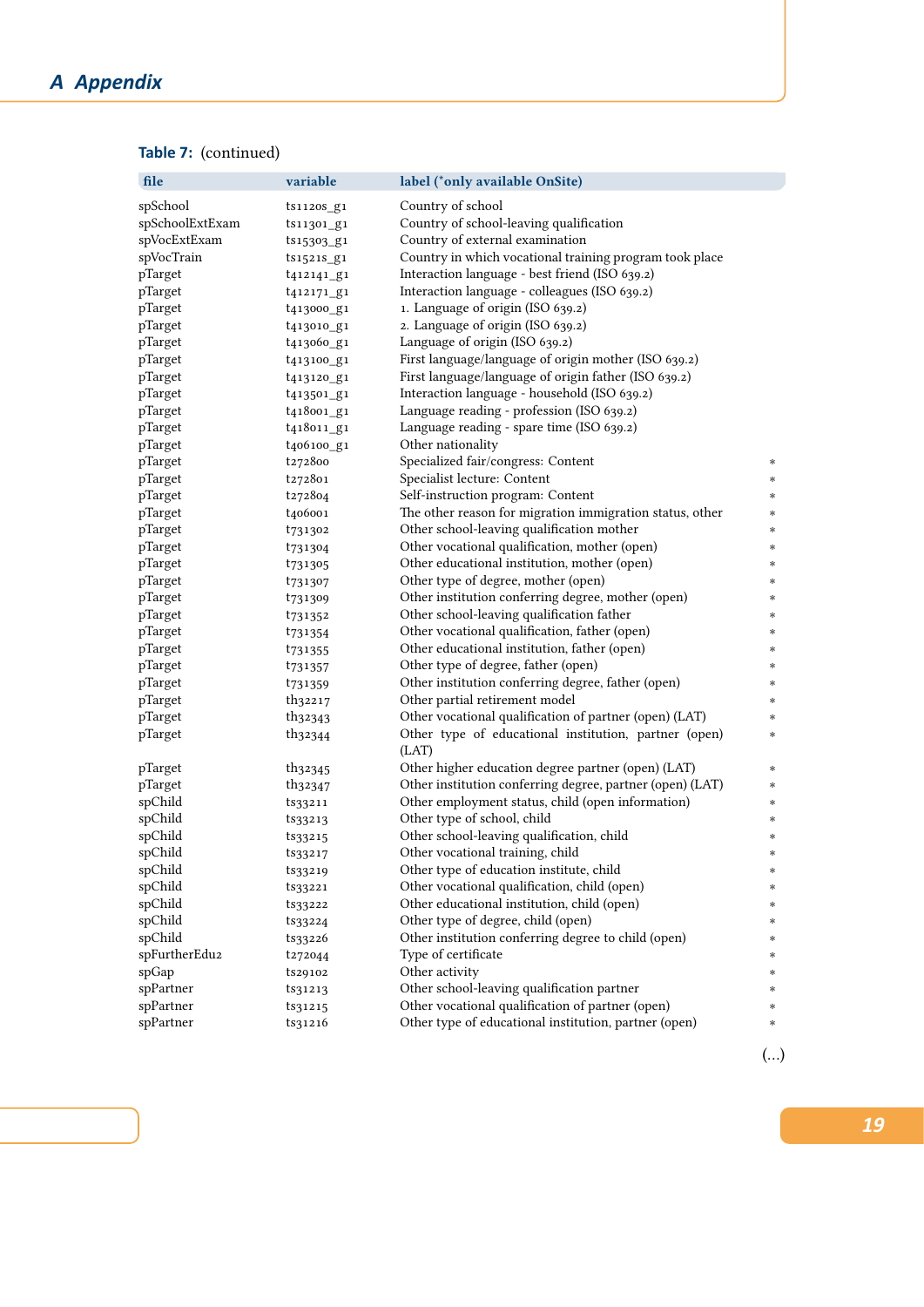Table 7: (continued)

| file | variable | label (*only available OnSite) | |
|---|---|---|---|
| spSchool | ts1120s_g1 | Country of school | |
| spSchoolExtExam | ts11301_g1 | Country of school-leaving qualification | |
| spVocExtExam | ts15303_g1 | Country of external examination | |
| spVocTrain | ts1521s_g1 | Country in which vocational training program took place | |
| pTarget | t412141_g1 | Interaction language - best friend (ISO 639.2) | |
| pTarget | t412171_g1 | Interaction language - colleagues (ISO 639.2) | |
| pTarget | t413000_g1 | 1. Language of origin (ISO 639.2) | |
| pTarget | t413010_g1 | 2. Language of origin (ISO 639.2) | |
| pTarget | t413060_g1 | Language of origin (ISO 639.2) | |
| pTarget | t413100_g1 | First language/language of origin mother (ISO 639.2) | |
| pTarget | t413120_g1 | First language/language of origin father (ISO 639.2) | |
| pTarget | t413501_g1 | Interaction language - household (ISO 639.2) | |
| pTarget | t418001_g1 | Language reading - profession (ISO 639.2) | |
| pTarget | t418011_g1 | Language reading - spare time (ISO 639.2) | |
| pTarget | t406100_g1 | Other nationality | |
| pTarget | t272800 | Specialized fair/congress: Content | * |
| pTarget | t272801 | Specialist lecture: Content | * |
| pTarget | t272804 | Self-instruction program: Content | * |
| pTarget | t406001 | The other reason for migration immigration status, other | * |
| pTarget | t731302 | Other school-leaving qualification mother | * |
| pTarget | t731304 | Other vocational qualification, mother (open) | * |
| pTarget | t731305 | Other educational institution, mother (open) | * |
| pTarget | t731307 | Other type of degree, mother (open) | * |
| pTarget | t731309 | Other institution conferring degree, mother (open) | * |
| pTarget | t731352 | Other school-leaving qualification father | * |
| pTarget | t731354 | Other vocational qualification, father (open) | * |
| pTarget | t731355 | Other educational institution, father (open) | * |
| pTarget | t731357 | Other type of degree, father (open) | * |
| pTarget | t731359 | Other institution conferring degree, father (open) | * |
| pTarget | th32217 | Other partial retirement model | * |
| pTarget | th32343 | Other vocational qualification of partner (open) (LAT) | * |
| pTarget | th32344 | Other type of educational institution, partner (open) (LAT) | * |
| pTarget | th32345 | Other higher education degree partner (open) (LAT) | * |
| pTarget | th32347 | Other institution conferring degree, partner (open) (LAT) | * |
| spChild | ts33211 | Other employment status, child (open information) | * |
| spChild | ts33213 | Other type of school, child | * |
| spChild | ts33215 | Other school-leaving qualification, child | * |
| spChild | ts33217 | Other vocational training, child | * |
| spChild | ts33219 | Other type of education institute, child | * |
| spChild | ts33221 | Other vocational qualification, child (open) | * |
| spChild | ts33222 | Other educational institution, child (open) | * |
| spChild | ts33224 | Other type of degree, child (open) | * |
| spChild | ts33226 | Other institution conferring degree to child (open) | * |
| spFurtherEdu2 | t272044 | Type of certificate | * |
| spGap | ts29102 | Other activity | * |
| spPartner | ts31213 | Other school-leaving qualification partner | * |
| spPartner | ts31215 | Other vocational qualification of partner (open) | * |
| spPartner | ts31216 | Other type of educational institution, partner (open) | * |

(...)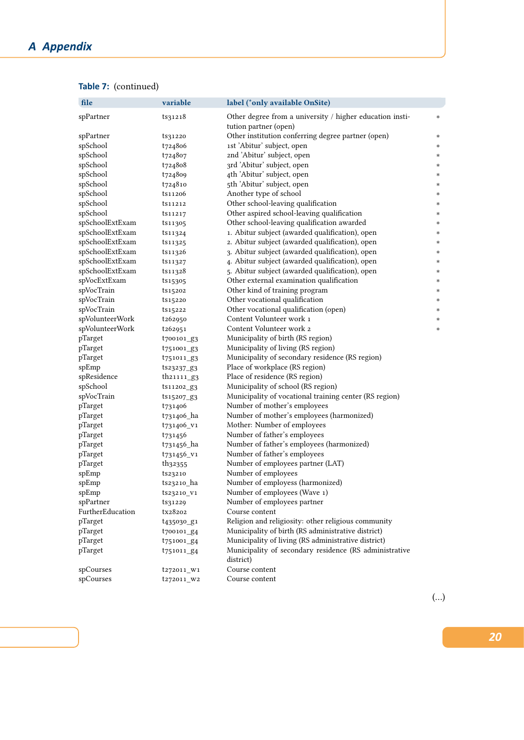**Table 7:** (continued)

| file | variable | label (*only available OnSite) | |
|---|---|---|---|
| spPartner | ts31218 | Other degree from a university / higher education institution partner (open) | * |
| spPartner | ts31220 | Other institution conferring degree partner (open) | * |
| spSchool | t724806 | 1st 'Abitur' subject, open | * |
| spSchool | t724807 | 2nd 'Abitur' subject, open | * |
| spSchool | t724808 | 3rd 'Abitur' subject, open | * |
| spSchool | t724809 | 4th 'Abitur' subject, open | * |
| spSchool | t724810 | 5th 'Abitur' subject, open | * |
| spSchool | ts11206 | Another type of school | * |
| spSchool | ts11212 | Other school-leaving qualification | * |
| spSchool | ts11217 | Other aspired school-leaving qualification | * |
| spSchoolExtExam | ts11305 | Other school-leaving qualification awarded | * |
| spSchoolExtExam | ts11324 | 1. Abitur subject (awarded qualification), open | * |
| spSchoolExtExam | ts11325 | 2. Abitur subject (awarded qualification), open | * |
| spSchoolExtExam | ts11326 | 3. Abitur subject (awarded qualification), open | * |
| spSchoolExtExam | ts11327 | 4. Abitur subject (awarded qualification), open | * |
| spSchoolExtExam | ts11328 | 5. Abitur subject (awarded qualification), open | * |
| spVocExtExam | ts15305 | Other external examination qualification | * |
| spVocTrain | ts15202 | Other kind of training program | * |
| spVocTrain | ts15220 | Other vocational qualification | * |
| spVocTrain | ts15222 | Other vocational qualification (open) | * |
| spVolunteerWork | t262950 | Content Volunteer work 1 | * |
| spVolunteerWork | t262951 | Content Volunteer work 2 | * |
| pTarget | t700101_g3 | Municipality of birth (RS region) | |
| pTarget | t751001_g3 | Municipality of living (RS region) | |
| pTarget | t751011_g3 | Municipality of secondary residence (RS region) | |
| spEmp | ts23237_g3 | Place of workplace (RS region) | |
| spResidence | th21111_g3 | Place of residence (RS region) | |
| spSchool | ts11202_g3 | Municipality of school (RS region) | |
| spVocTrain | ts15207_g3 | Municipality of vocational training center (RS region) | |
| pTarget | t731406 | Number of mother's employees | |
| pTarget | t731406_ha | Number of mother's employees (harmonized) | |
| pTarget | t731406_v1 | Mother: Number of employees | |
| pTarget | t731456 | Number of father's employees | |
| pTarget | t731456_ha | Number of father's employees (harmonized) | |
| pTarget | t731456_v1 | Number of father's employees | |
| pTarget | th32355 | Number of employees partner (LAT) | |
| spEmp | ts23210 | Number of employees | |
| spEmp | ts23210_ha | Number of employess (harmonized) | |
| spEmp | ts23210_v1 | Number of employees (Wave 1) | |
| spPartner | ts31229 | Number of employees partner | |
| FurtherEducation | tx28202 | Course content | |
| pTarget | t435030_g1 | Religion and religiosity: other religious community | |
| pTarget | t700101_g4 | Municipality of birth (RS administrative district) | |
| pTarget | t751001_g4 | Municipality of living (RS administrative district) | |
| pTarget | t751011_g4 | Municipality of secondary residence (RS administrative district) | |
| spCourses | t272011_w1 | Course content | |
| spCourses | t272011_w2 | Course content | |

(...)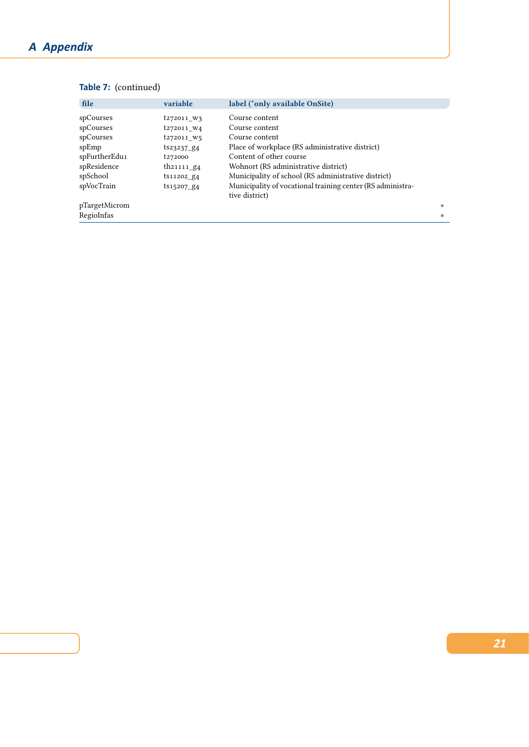**Table 7:** (continued)

| file | variable | label (*only available OnSite) |
|---|---|---|
| spCourses | t272011_w3 | Course content |
| spCourses | t272011_w4 | Course content |
| spCourses | t272011_w5 | Course content |
| spEmp | ts23237_g4 | Place of workplace (RS administrative district) |
| spFurtherEdu1 | t272000 | Content of other course |
| spResidence | th21111_g4 | Wohnort (RS administrative district) |
| spSchool | ts11202_g4 | Municipality of school (RS administrative district) |
| spVocTrain | ts15207_g4 | Municipality of vocational training center (RS administrative district) |
| pTargetMicrom | | * |
| RegioInfas | | * |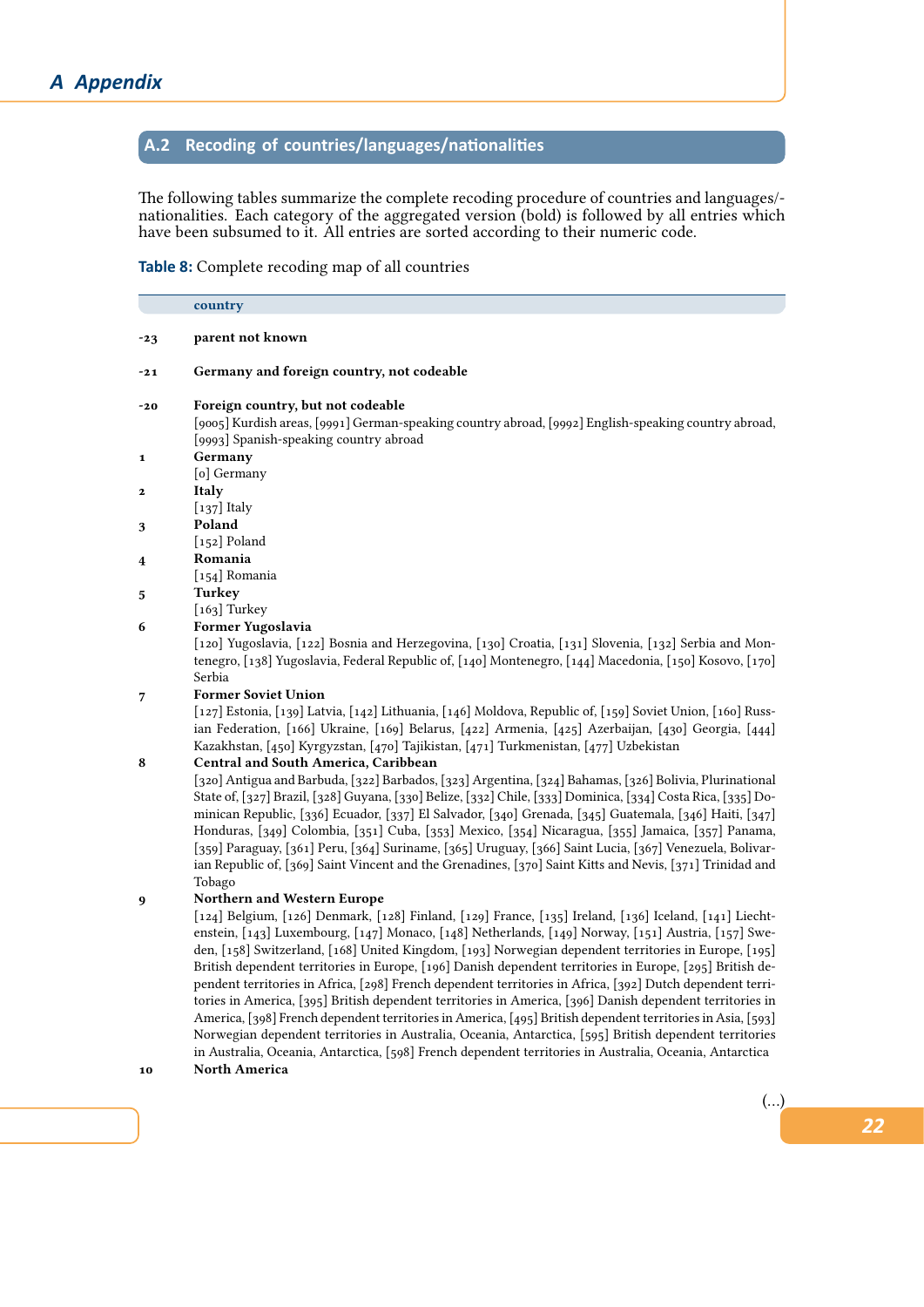## A.2 Recoding of countries/languages/nationalities

The following tables summarize the complete recoding procedure of countries and languages/-nationalities. Each category of the aggregated version (bold) is followed by all entries which have been subsumed to it. All entries are sorted according to their numeric code.

**Table 8:** Complete recoding map of all countries

| | **country** |
|---|---|
| -23 | **parent not known** |
| -21 | **Germany and foreign country, not codeable** |
| -20 | **Foreign country, but not codeable**<br>[9005] Kurdish areas, [9991] German-speaking country abroad, [9992] English-speaking country abroad, [9993] Spanish-speaking country abroad |
| 1 | **Germany**<br>[0] Germany |
| 2 | **Italy**<br>[137] Italy |
| 3 | **Poland**<br>[152] Poland |
| 4 | **Romania**<br>[154] Romania |
| 5 | **Turkey**<br>[163] Turkey |
| 6 | **Former Yugoslavia**<br>[120] Yugoslavia, [122] Bosnia and Herzegovina, [130] Croatia, [131] Slovenia, [132] Serbia and Montenegro, [138] Yugoslavia, Federal Republic of, [140] Montenegro, [144] Macedonia, [150] Kosovo, [170] Serbia |
| 7 | **Former Soviet Union**<br>[127] Estonia, [139] Latvia, [142] Lithuania, [146] Moldova, Republic of, [159] Soviet Union, [160] Russian Federation, [166] Ukraine, [169] Belarus, [422] Armenia, [425] Azerbaijan, [430] Georgia, [444] Kazakhstan, [450] Kyrgyzstan, [470] Tajikistan, [471] Turkmenistan, [477] Uzbekistan |
| 8 | **Central and South America, Caribbean**<br>[320] Antigua and Barbuda, [322] Barbados, [323] Argentina, [324] Bahamas, [326] Bolivia, Plurinational State of, [327] Brazil, [328] Guyana, [330] Belize, [332] Chile, [333] Dominica, [334] Costa Rica, [335] Dominican Republic, [336] Ecuador, [337] El Salvador, [340] Grenada, [345] Guatemala, [346] Haiti, [347] Honduras, [349] Colombia, [351] Cuba, [353] Mexico, [354] Nicaragua, [355] Jamaica, [357] Panama, [359] Paraguay, [361] Peru, [364] Suriname, [365] Uruguay, [366] Saint Lucia, [367] Venezuela, Bolivarian Republic of, [369] Saint Vincent and the Grenadines, [370] Saint Kitts and Nevis, [371] Trinidad and Tobago |
| 9 | **Northern and Western Europe**<br>[124] Belgium, [126] Denmark, [128] Finland, [129] France, [135] Ireland, [136] Iceland, [141] Liechtenstein, [143] Luxembourg, [147] Monaco, [148] Netherlands, [149] Norway, [151] Austria, [157] Sweden, [158] Switzerland, [168] United Kingdom, [193] Norwegian dependent territories in Europe, [195] British dependent territories in Europe, [196] Danish dependent territories in Europe, [295] British dependent territories in Africa, [298] French dependent territories in Africa, [392] Dutch dependent territories in America, [395] British dependent territories in America, [396] Danish dependent territories in America, [398] French dependent territories in America, [495] British dependent territories in Asia, [593] Norwegian dependent territories in Australia, Oceania, Antarctica, [595] British dependent territories in Australia, Oceania, Antarctica, [598] French dependent territories in Australia, Oceania, Antarctica |
| 10 | **North America** |

(...)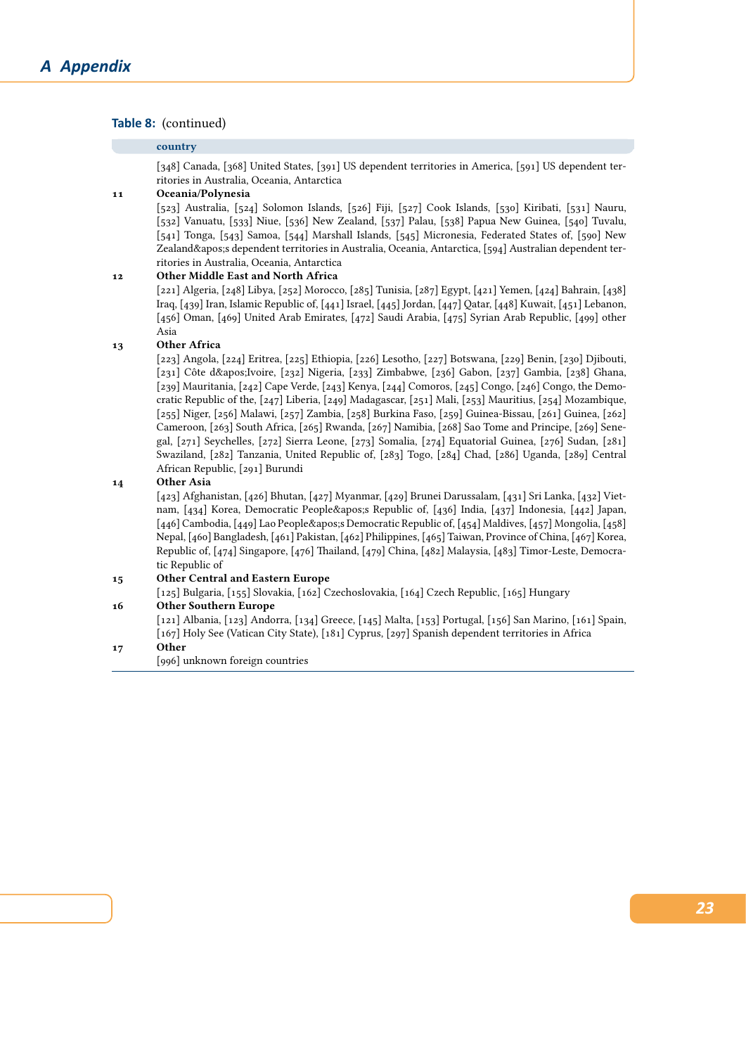**Table 8:** (continued)

| | country |
|---|---|
| | [348] Canada, [368] United States, [391] US dependent territories in America, [591] US dependent territories in Australia, Oceania, Antarctica |
| 11 | **Oceania/Polynesia** |
| | [523] Australia, [524] Solomon Islands, [526] Fiji, [527] Cook Islands, [530] Kiribati, [531] Nauru, [532] Vanuatu, [533] Niue, [536] New Zealand, [537] Palau, [538] Papua New Guinea, [540] Tuvalu, [541] Tonga, [543] Samoa, [544] Marshall Islands, [545] Micronesia, Federated States of, [590] New Zealand&apos;s dependent territories in Australia, Oceania, Antarctica, [594] Australian dependent territories in Australia, Oceania, Antarctica |
| 12 | **Other Middle East and North Africa** |
| | [221] Algeria, [248] Libya, [252] Morocco, [285] Tunisia, [287] Egypt, [421] Yemen, [424] Bahrain, [438] Iraq, [439] Iran, Islamic Republic of, [441] Israel, [445] Jordan, [447] Qatar, [448] Kuwait, [451] Lebanon, [456] Oman, [469] United Arab Emirates, [472] Saudi Arabia, [475] Syrian Arab Republic, [499] other Asia |
| 13 | **Other Africa** |
| | [223] Angola, [224] Eritrea, [225] Ethiopia, [226] Lesotho, [227] Botswana, [229] Benin, [230] Djibouti, [231] Côte d&apos;Ivoire, [232] Nigeria, [233] Zimbabwe, [236] Gabon, [237] Gambia, [238] Ghana, [239] Mauritania, [242] Cape Verde, [243] Kenya, [244] Comoros, [245] Congo, [246] Congo, the Democratic Republic of the, [247] Liberia, [249] Madagascar, [251] Mali, [253] Mauritius, [254] Mozambique, [255] Niger, [256] Malawi, [257] Zambia, [258] Burkina Faso, [259] Guinea-Bissau, [261] Guinea, [262] Cameroon, [263] South Africa, [265] Rwanda, [267] Namibia, [268] Sao Tome and Principe, [269] Senegal, [271] Seychelles, [272] Sierra Leone, [273] Somalia, [274] Equatorial Guinea, [276] Sudan, [281] Swaziland, [282] Tanzania, United Republic of, [283] Togo, [284] Chad, [286] Uganda, [289] Central African Republic, [291] Burundi |
| 14 | **Other Asia** |
| | [423] Afghanistan, [426] Bhutan, [427] Myanmar, [429] Brunei Darussalam, [431] Sri Lanka, [432] Vietnam, [434] Korea, Democratic People&apos;s Republic of, [436] India, [437] Indonesia, [442] Japan, [446] Cambodia, [449] Lao People&apos;s Democratic Republic of, [454] Maldives, [457] Mongolia, [458] Nepal, [460] Bangladesh, [461] Pakistan, [462] Philippines, [465] Taiwan, Province of China, [467] Korea, Republic of, [474] Singapore, [476] Thailand, [479] China, [482] Malaysia, [483] Timor-Leste, Democratic Republic of |
| 15 | **Other Central and Eastern Europe** |
| | [125] Bulgaria, [155] Slovakia, [162] Czechoslovakia, [164] Czech Republic, [165] Hungary |
| 16 | **Other Southern Europe** |
| | [121] Albania, [123] Andorra, [134] Greece, [145] Malta, [153] Portugal, [156] San Marino, [161] Spain, [167] Holy See (Vatican City State), [181] Cyprus, [297] Spanish dependent territories in Africa |
| 17 | **Other** |
| | [996] unknown foreign countries |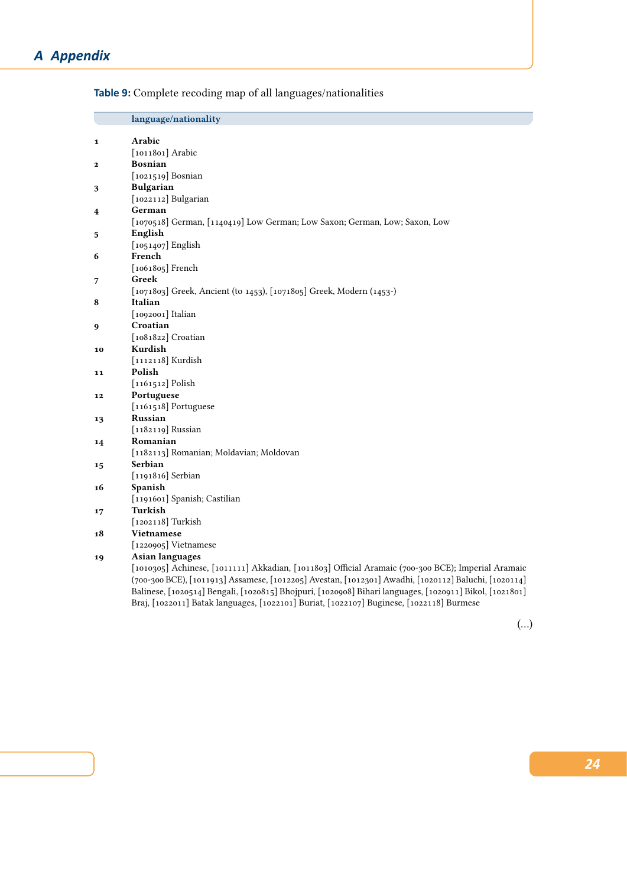# A Appendix

**Table 9:** Complete recoding map of all languages/nationalities

| | language/nationality |
|---|---|
| 1 | **Arabic**<br>[1011801] Arabic |
| 2 | **Bosnian**<br>[1021519] Bosnian |
| 3 | **Bulgarian**<br>[1022112] Bulgarian |
| 4 | **German**<br>[1070518] German, [1140419] Low German; Low Saxon; German, Low; Saxon, Low |
| 5 | **English**<br>[1051407] English |
| 6 | **French**<br>[1061805] French |
| 7 | **Greek**<br>[1071803] Greek, Ancient (to 1453), [1071805] Greek, Modern (1453-) |
| 8 | **Italian**<br>[1092001] Italian |
| 9 | **Croatian**<br>[1081822] Croatian |
| 10 | **Kurdish**<br>[1112118] Kurdish |
| 11 | **Polish**<br>[1161512] Polish |
| 12 | **Portuguese**<br>[1161518] Portuguese |
| 13 | **Russian**<br>[1182119] Russian |
| 14 | **Romanian**<br>[1182113] Romanian; Moldavian; Moldovan |
| 15 | **Serbian**<br>[1191816] Serbian |
| 16 | **Spanish**<br>[1191601] Spanish; Castilian |
| 17 | **Turkish**<br>[1202118] Turkish |
| 18 | **Vietnamese**<br>[1220905] Vietnamese |
| 19 | **Asian languages**<br>[1010305] Achinese, [1011111] Akkadian, [1011803] Official Aramaic (700-300 BCE); Imperial Aramaic (700-300 BCE), [1011913] Assamese, [1012205] Avestan, [1012301] Awadhi, [1020112] Baluchi, [1020114] Balinese, [1020514] Bengali, [1020815] Bhojpuri, [1020908] Bihari languages, [1020911] Bikol, [1021801] Braj, [1022011] Batak languages, [1022101] Buriat, [1022107] Buginese, [1022118] Burmese |

(...)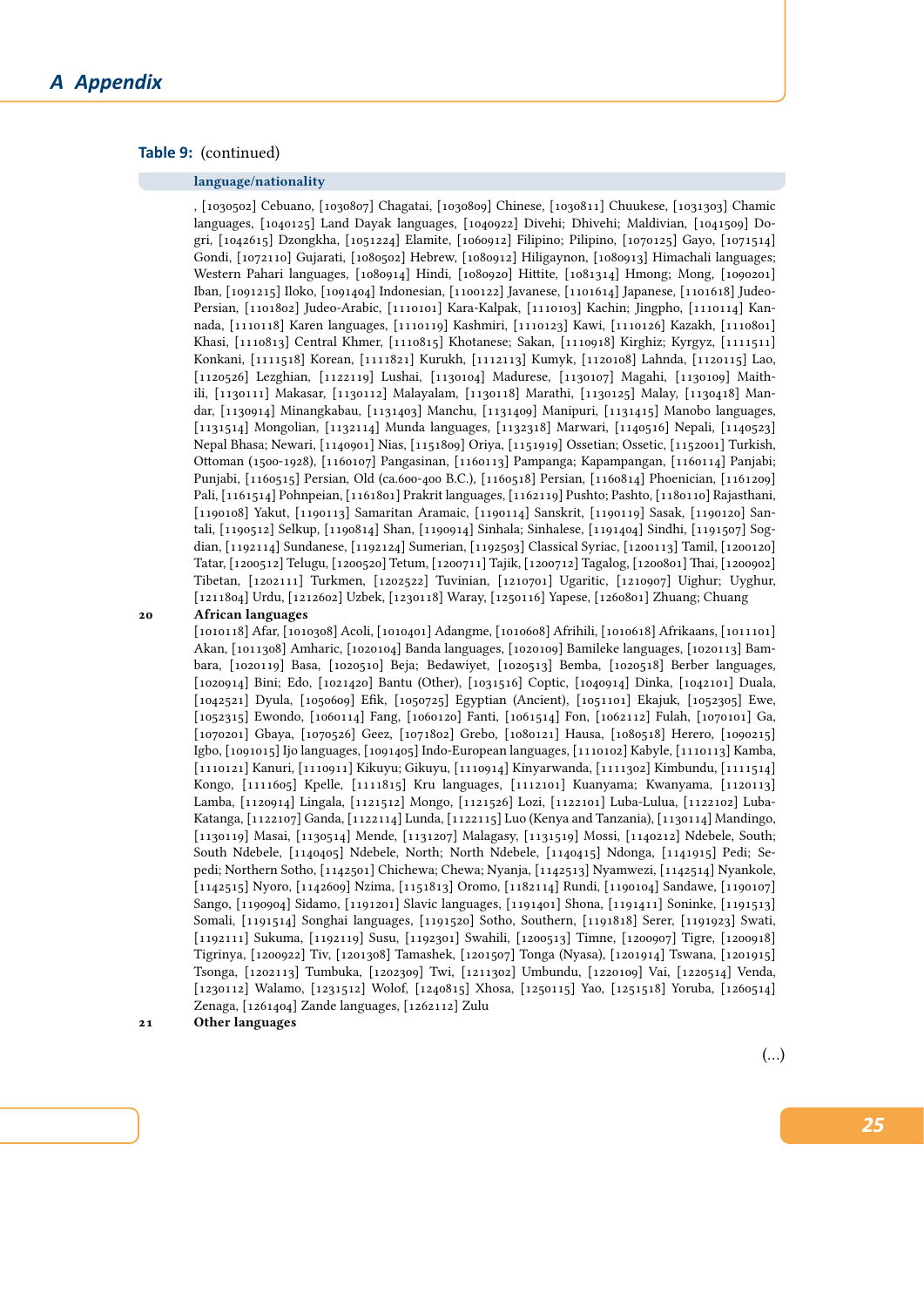**Table 9:** (continued)

| | language/nationality |
|---|---|
| | , [1030502] Cebuano, [1030807] Chagatai, [1030809] Chinese, [1030811] Chuukese, [1031303] Chamic languages, [1040125] Land Dayak languages, [1040922] Divehi; Dhivehi; Maldivian, [1041509] Dogri, [1042615] Dzongkha, [1051224] Elamite, [1060912] Filipino; Pilipino, [1070125] Gayo, [1071514] Gondi, [1072110] Gujarati, [1080502] Hebrew, [1080912] Hiligaynon, [1080913] Himachali languages; Western Pahari languages, [1080914] Hindi, [1080920] Hittite, [1081314] Hmong; Mong, [1090201] Iban, [1091215] Iloko, [1091404] Indonesian, [1100122] Javanese, [1101614] Japanese, [1101618] Judeo-Persian, [1101802] Judeo-Arabic, [1110101] Kara-Kalpak, [1110103] Kachin; Jingpho, [1110114] Kannada, [1110118] Karen languages, [1110119] Kashmiri, [1110123] Kawi, [1110126] Kazakh, [1110801] Khasi, [1110813] Central Khmer, [1110815] Khotanese; Sakan, [1110918] Kirghiz; Kyrgyz, [1111511] Konkani, [1111518] Korean, [1111821] Kurukh, [1112113] Kumyk, [1120108] Lahnda, [1120115] Lao, [1120526] Lezghian, [1122119] Lushai, [1130104] Madurese, [1130107] Magahi, [1130109] Maithili, [1130111] Makasar, [1130112] Malayalam, [1130118] Marathi, [1130125] Malay, [1130418] Mandar, [1130914] Minangkabau, [1131403] Manchu, [1131409] Manipuri, [1131415] Manobo languages, [1131514] Mongolian, [1132114] Munda languages, [1132318] Marwari, [1140516] Nepali, [1140523] Nepal Bhasa; Newari, [1140901] Nias, [1151809] Oriya, [1151919] Ossetian; Ossetic, [1152001] Turkish, Ottoman (1500-1928), [1160107] Pangasinan, [1160113] Pampanga; Kapampangan, [1160114] Panjabi; Punjabi, [1160515] Persian, Old (ca.600-400 B.C.), [1160518] Persian, [1160814] Phoenician, [1161209] Pali, [1161514] Pohnpeian, [1161801] Prakrit languages, [1162119] Pushto; Pashto, [1180110] Rajasthani, [1190108] Yakut, [1190113] Samaritan Aramaic, [1190114] Sanskrit, [1190119] Sasak, [1190120] Santali, [1190512] Selkup, [1190814] Shan, [1190914] Sinhala; Sinhalese, [1191404] Sindhi, [1191507] Sogdian, [1192114] Sundanese, [1192124] Sumerian, [1192503] Classical Syriac, [1200113] Tamil, [1200120] Tatar, [1200512] Telugu, [1200520] Tetum, [1200711] Tajik, [1200712] Tagalog, [1200801] Thai, [1200902] Tibetan, [1202111] Turkmen, [1202522] Tuvinian, [1210701] Ugaritic, [1210907] Uighur; Uyghur, [1211804] Urdu, [1212602] Uzbek, [1230118] Waray, [1250116] Yapese, [1260801] Zhuang; Chuang |
| 20 | **African languages** |
| | [1010118] Afar, [1010308] Acoli, [1010401] Adangme, [1010608] Afrihili, [1010618] Afrikaans, [1011101] Akan, [1011308] Amharic, [1020104] Banda languages, [1020109] Bamileke languages, [1020113] Bambara, [1020119] Basa, [1020510] Beja; Bedawiyet, [1020513] Bemba, [1020518] Berber languages, [1020914] Bini; Edo, [1021420] Bantu (Other), [1031516] Coptic, [1040914] Dinka, [1042101] Duala, [1042521] Dyula, [1050609] Efik, [1050725] Egyptian (Ancient), [1051101] Ekajuk, [1052305] Ewe, [1052315] Ewondo, [1060114] Fang, [1060120] Fanti, [1061514] Fon, [1062112] Fulah, [1070101] Ga, [1070201] Gbaya, [1070526] Geez, [1071802] Grebo, [1080121] Hausa, [1080518] Herero, [1090215] Igbo, [1091015] Ijo languages, [1091405] Indo-European languages, [1110102] Kabyle, [1110113] Kamba, [1110121] Kanuri, [1110911] Kikuyu; Gikuyu, [1110914] Kinyarwanda, [1111302] Kimbundu, [1111514] Kongo, [1111605] Kpelle, [1111815] Kru languages, [1112101] Kuanyama; Kwanyama, [1120113] Lamba, [1120914] Lingala, [1121512] Mongo, [1121526] Lozi, [1122101] Luba-Lulua, [1122102] Luba-Katanga, [1122107] Ganda, [1122114] Lunda, [1122115] Luo (Kenya and Tanzania), [1130114] Mandingo, [1130119] Masai, [1130514] Mende, [1131207] Malagasy, [1131519] Mossi, [1140212] Ndebele, South; South Ndebele, [1140405] Ndebele, North; North Ndebele, [1140415] Ndonga, [1141915] Pedi; Sepedi; Northern Sotho, [1142501] Chichewa; Chewa; Nyanja, [1142513] Nyamwezi, [1142514] Nyankole, [1142515] Nyoro, [1142609] Nzima, [1151813] Oromo, [1182114] Rundi, [1190104] Sandawe, [1190107] Sango, [1190904] Sidamo, [1191201] Slavic languages, [1191401] Shona, [1191411] Soninke, [1191513] Somali, [1191514] Songhai languages, [1191520] Sotho, Southern, [1191818] Serer, [1191923] Swati, [1192111] Sukuma, [1192119] Susu, [1192301] Swahili, [1200513] Timne, [1200907] Tigre, [1200918] Tigrinya, [1200922] Tiv, [1201308] Tamashek, [1201507] Tonga (Nyasa), [1201914] Tswana, [1201915] Tsonga, [1202113] Tumbuka, [1202309] Twi, [1211302] Umbundu, [1220109] Vai, [1220514] Venda, [1230112] Walamo, [1231512] Wolof, [1240815] Xhosa, [1250115] Yao, [1251518] Yoruba, [1260514] Zenaga, [1261404] Zande languages, [1262112] Zulu |
| 21 | **Other languages** |

(...)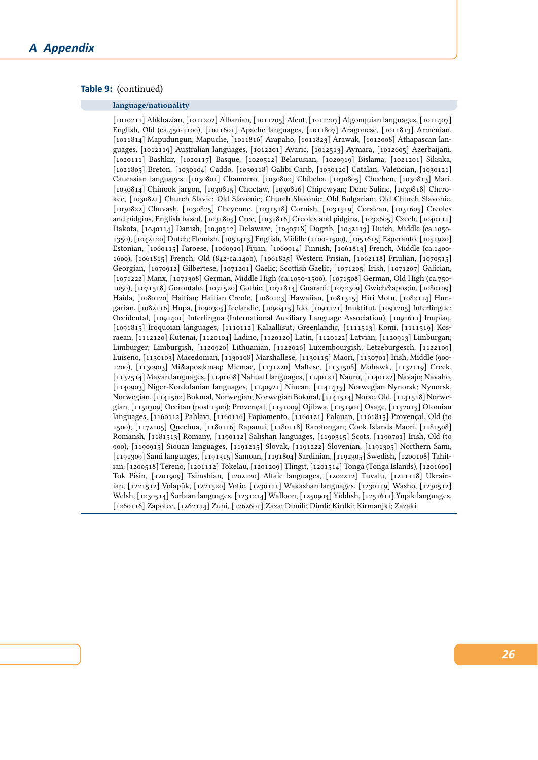**Table 9:** (continued)

| language/nationality |
|---|
| [1010211] Abkhazian, [1011202] Albanian, [1011205] Aleut, [1011207] Algonquian languages, [1011407] English, Old (ca.450-1100), [1011601] Apache languages, [1011807] Aragonese, [1011813] Armenian, [1011814] Mapudungun; Mapuche, [1011816] Arapaho, [1011823] Arawak, [1012008] Athapascan languages, [1012119] Australian languages, [1012201] Avaric, [1012513] Aymara, [1012605] Azerbaijani, [1020111] Bashkir, [1020117] Basque, [1020512] Belarusian, [1020919] Bislama, [1021201] Siksika, [1021805] Breton, [1030104] Caddo, [1030118] Galibi Carib, [1030120] Catalan; Valencian, [1030121] Caucasian languages, [1030801] Chamorro, [1030802] Chibcha, [1030805] Chechen, [1030813] Mari, [1030814] Chinook jargon, [1030815] Choctaw, [1030816] Chipewyan; Dene Suline, [1030818] Cherokee, [1030821] Church Slavic; Old Slavonic; Church Slavonic; Old Bulgarian; Old Church Slavonic, [1030822] Chuvash, [1030825] Cheyenne, [1031518] Cornish, [1031519] Corsican, [1031605] Creoles and pidgins, English based, [1031805] Cree, [1031816] Creoles and pidgins, [1032605] Czech, [1040111] Dakota, [1040114] Danish, [1040512] Delaware, [1040718] Dogrib, [1042113] Dutch, Middle (ca.1050-1350), [1042120] Dutch; Flemish, [1051413] English, Middle (1100-1500), [1051615] Esperanto, [1051920] Estonian, [1060115] Faroese, [1060910] Fijian, [1060914] Finnish, [1061813] French, Middle (ca.1400-1600), [1061815] French, Old (842-ca.1400), [1061825] Western Frisian, [1062118] Friulian, [1070515] Georgian, [1070912] Gilbertese, [1071201] Gaelic; Scottish Gaelic, [1071205] Irish, [1071207] Galician, [1071222] Manx, [1071308] German, Middle High (ca.1050-1500), [1071508] German, Old High (ca.750-1050), [1071518] Gorontalo, [1071520] Gothic, [1071814] Guarani, [1072309] Gwich&apos;in, [1080109] Haida, [1080120] Haitian; Haitian Creole, [1080123] Hawaiian, [1081315] Hiri Motu, [1082114] Hungarian, [1082116] Hupa, [1090305] Icelandic, [1090415] Ido, [1091121] Inuktitut, [1091205] Interlingue; Occidental, [1091401] Interlingua (International Auxiliary Language Association), [1091611] Inupiaq, [1091815] Iroquoian languages, [1110112] Kalaallisut; Greenlandic, [1111513] Komi, [1111519] Kosraean, [1112120] Kutenai, [1120104] Ladino, [1120120] Latin, [1120122] Latvian, [1120913] Limburgan; Limburger; Limburgish, [1120920] Lithuanian, [1122026] Luxembourgish; Letzeburgesch, [1122109] Luiseno, [1130103] Macedonian, [1130108] Marshallese, [1130115] Maori, [1130701] Irish, Middle (900-1200), [1130903] Mi&apos;kmaq; Micmac, [1131220] Maltese, [1131508] Mohawk, [1132119] Creek, [1132514] Mayan languages, [1140108] Nahuatl languages, [1140121] Nauru, [1140122] Navajo; Navaho, [1140903] Niger-Kordofanian languages, [1140921] Niuean, [1141415] Norwegian Nynorsk; Nynorsk, Norwegian, [1141502] Bokmål, Norwegian; Norwegian Bokmål, [1141514] Norse, Old, [1141518] Norwegian, [1150309] Occitan (post 1500); Provençal, [1151009] Ojibwa, [1151901] Osage, [1152015] Otomian languages, [1160112] Pahlavi, [1160116] Papiamento, [1160121] Palauan, [1161815] Provençal, Old (to 1500), [1172105] Quechua, [1180116] Rapanui, [1180118] Rarotongan; Cook Islands Maori, [1181508] Romansh, [1181513] Romany, [1190112] Salishan languages, [1190315] Scots, [1190701] Irish, Old (to 900), [1190915] Siouan languages, [1191215] Slovak, [1191222] Slovenian, [1191305] Northern Sami, [1191309] Sami languages, [1191315] Samoan, [1191804] Sardinian, [1192305] Swedish, [1200108] Tahitian, [1200518] Tereno, [1201112] Tokelau, [1201209] Tlingit, [1201514] Tonga (Tonga Islands), [1201609] Tok Pisin, [1201909] Tsimshian, [1202120] Altaic languages, [1202212] Tuvalu, [1211118] Ukrainian, [1221512] Volapük, [1221520] Votic, [1230111] Wakashan languages, [1230119] Washo, [1230512] Welsh, [1230514] Sorbian languages, [1231214] Walloon, [1250904] Yiddish, [1251611] Yupik languages, [1260116] Zapotec, [1262114] Zuni, [1262601] Zaza; Dimili; Dimli; Kirdki; Kirmanjki; Zazaki |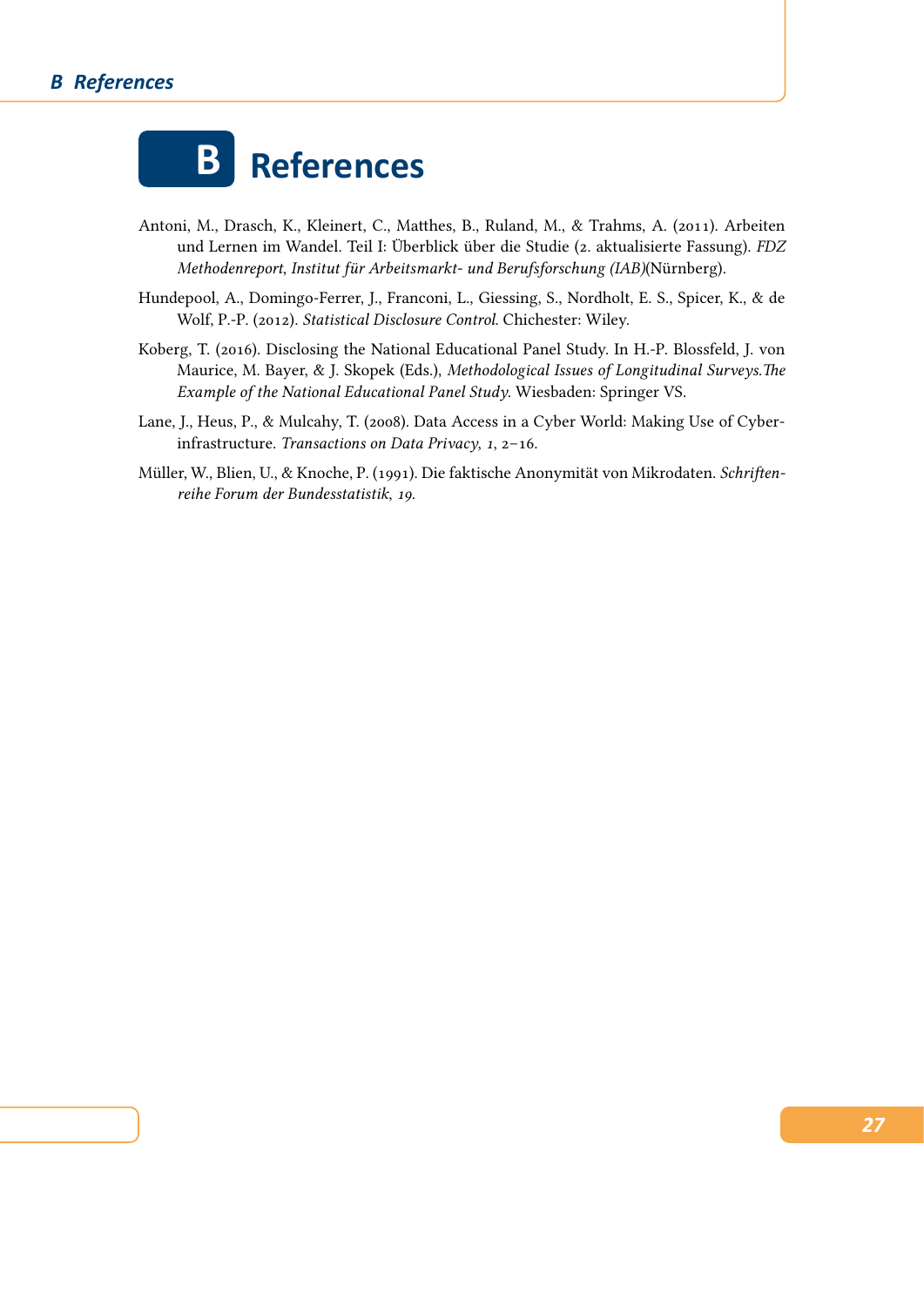# B References

Antoni, M., Drasch, K., Kleinert, C., Matthes, B., Ruland, M., & Trahms, A. (2011). Arbeiten und Lernen im Wandel. Teil I: Überblick über die Studie (2. aktualisierte Fassung). *FDZ Methodenreport, Institut für Arbeitsmarkt- und Berufsforschung (IAB)*(Nürnberg).

Hundepool, A., Domingo-Ferrer, J., Franconi, L., Giessing, S., Nordholt, E. S., Spicer, K., & de Wolf, P.-P. (2012). *Statistical Disclosure Control*. Chichester: Wiley.

Koberg, T. (2016). Disclosing the National Educational Panel Study. In H.-P. Blossfeld, J. von Maurice, M. Bayer, & J. Skopek (Eds.), *Methodological Issues of Longitudinal Surveys.The Example of the National Educational Panel Study*. Wiesbaden: Springer VS.

Lane, J., Heus, P., & Mulcahy, T. (2008). Data Access in a Cyber World: Making Use of Cyberinfrastructure. *Transactions on Data Privacy*, *1*, 2–16.

Müller, W., Blien, U., & Knoche, P. (1991). Die faktische Anonymität von Mikrodaten. *Schriftenreihe Forum der Bundesstatistik*, *19*.